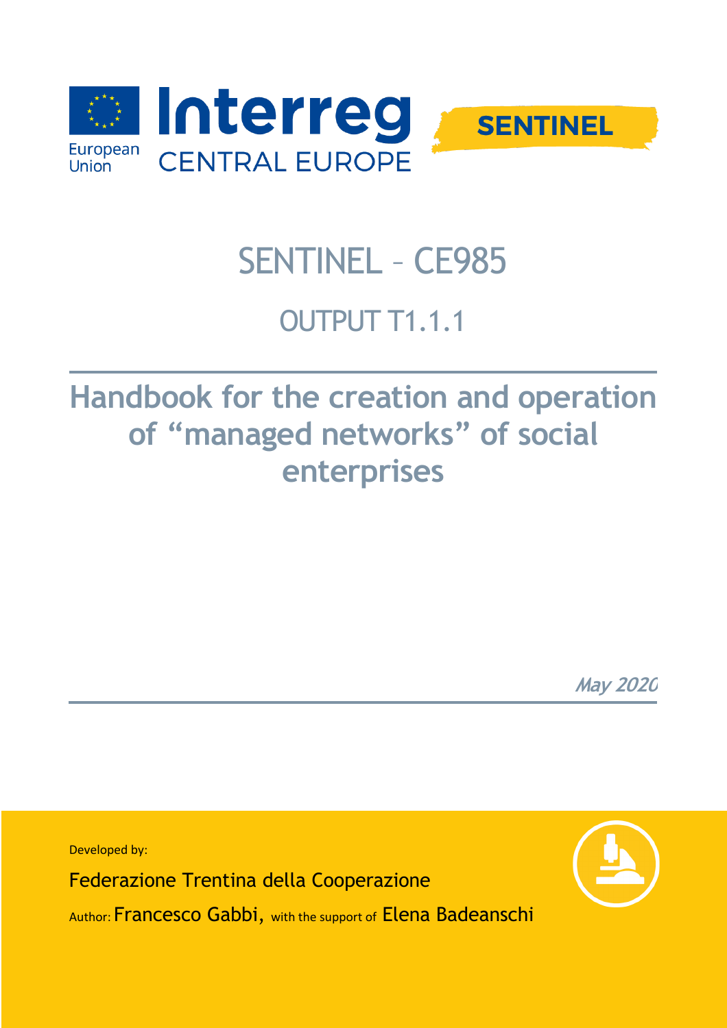European Union Interreg CENTRAL EUROPE

SENTINEL

# SENTINEL – CE985

## OUTPUT T1.1.1

# Handbook for the creation and operation of “managed networks” of social enterprises

*May 2020*

Developed by:

Federazione Trentina della Cooperazione

Author: Francesco Gabbi, with the support of Elena Badeanschi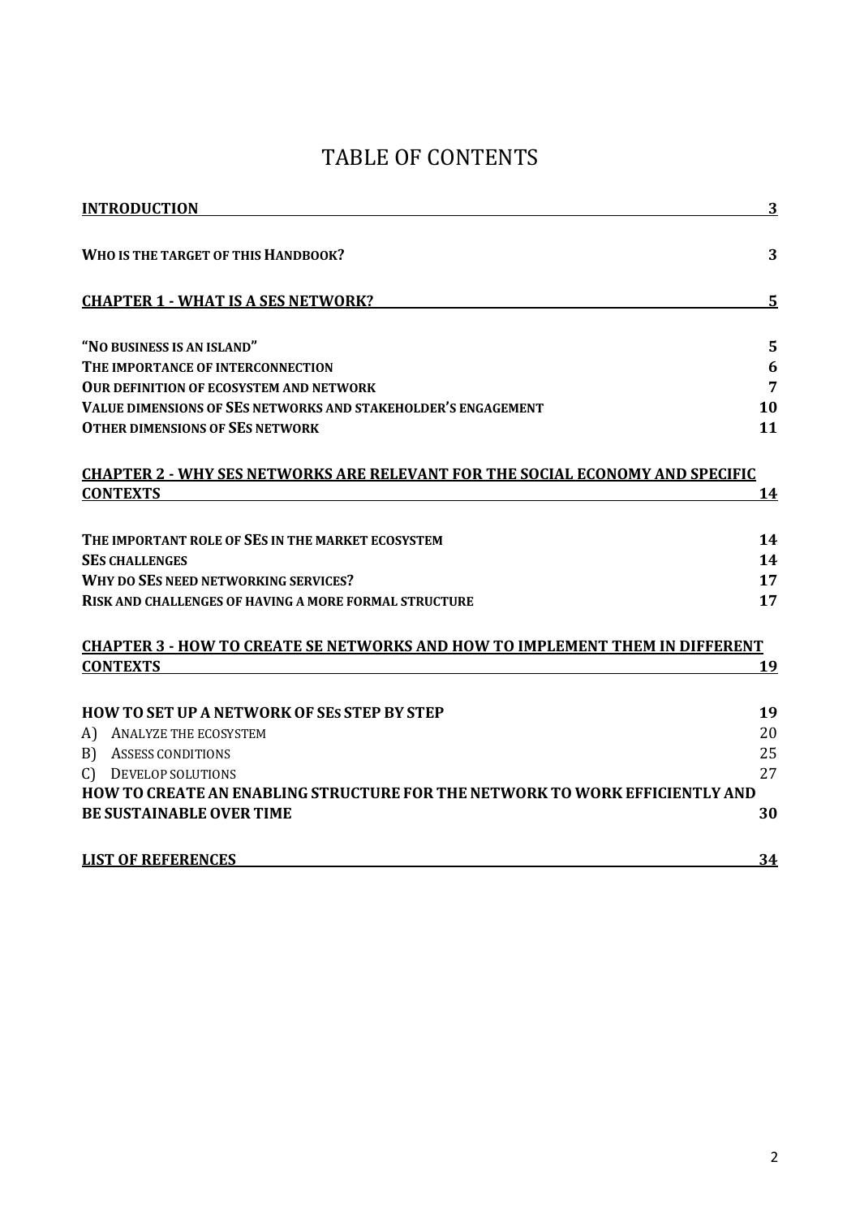# TABLE OF CONTENTS

| | |
|---|---|
| **INTRODUCTION** | **3** |
| **WHO IS THE TARGET OF THIS HANDBOOK?** | **3** |
| **CHAPTER 1 - WHAT IS A SES NETWORK?** | **5** |
| **"NO BUSINESS IS AN ISLAND"** | **5** |
| **THE IMPORTANCE OF INTERCONNECTION** | **6** |
| **OUR DEFINITION OF ECOSYSTEM AND NETWORK** | **7** |
| **VALUE DIMENSIONS OF SES NETWORKS AND STAKEHOLDER'S ENGAGEMENT** | **10** |
| **OTHER DIMENSIONS OF SES NETWORK** | **11** |
| **CHAPTER 2 - WHY SES NETWORKS ARE RELEVANT FOR THE SOCIAL ECONOMY AND SPECIFIC CONTEXTS** | **14** |
| **THE IMPORTANT ROLE OF SES IN THE MARKET ECOSYSTEM** | **14** |
| **SES CHALLENGES** | **14** |
| **WHY DO SES NEED NETWORKING SERVICES?** | **17** |
| **RISK AND CHALLENGES OF HAVING A MORE FORMAL STRUCTURE** | **17** |
| **CHAPTER 3 - HOW TO CREATE SE NETWORKS AND HOW TO IMPLEMENT THEM IN DIFFERENT CONTEXTS** | **19** |
| **HOW TO SET UP A NETWORK OF SES STEP BY STEP** | **19** |
| A) ANALYZE THE ECOSYSTEM | 20 |
| B) ASSESS CONDITIONS | 25 |
| C) DEVELOP SOLUTIONS | 27 |
| **HOW TO CREATE AN ENABLING STRUCTURE FOR THE NETWORK TO WORK EFFICIENTLY AND BE SUSTAINABLE OVER TIME** | **30** |
| **LIST OF REFERENCES** | **34** |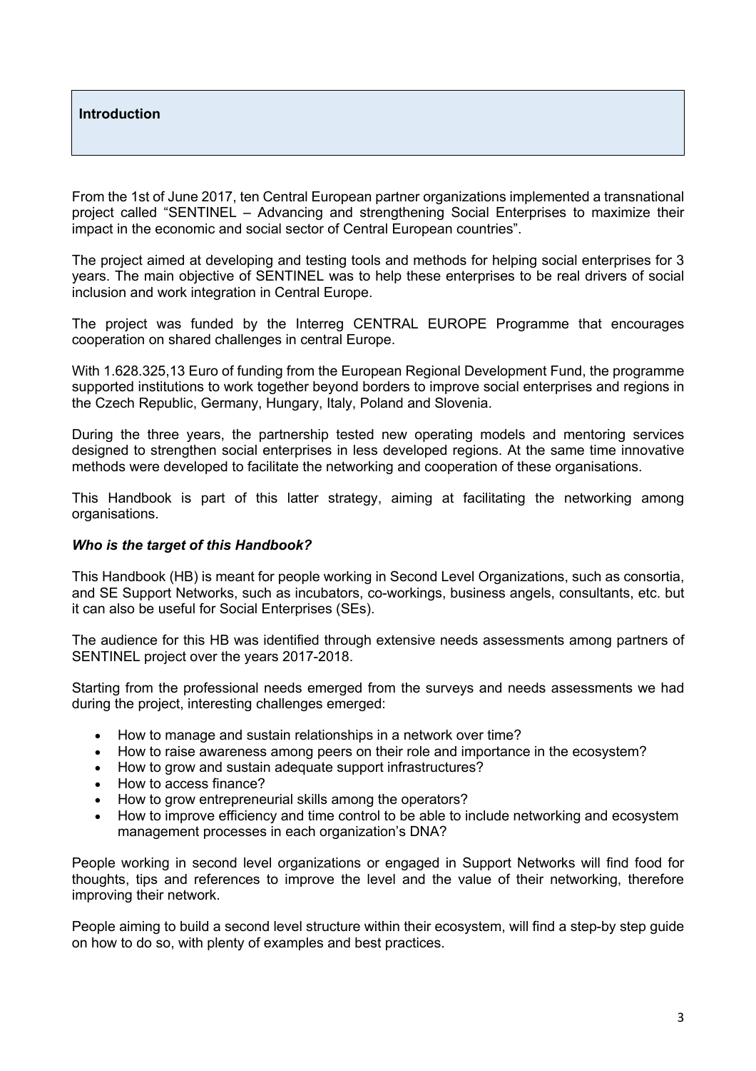## Introduction

From the 1st of June 2017, ten Central European partner organizations implemented a transnational project called "SENTINEL – Advancing and strengthening Social Enterprises to maximize their impact in the economic and social sector of Central European countries".

The project aimed at developing and testing tools and methods for helping social enterprises for 3 years. The main objective of SENTINEL was to help these enterprises to be real drivers of social inclusion and work integration in Central Europe.

The project was funded by the Interreg CENTRAL EUROPE Programme that encourages cooperation on shared challenges in central Europe.

With 1.628.325,13 Euro of funding from the European Regional Development Fund, the programme supported institutions to work together beyond borders to improve social enterprises and regions in the Czech Republic, Germany, Hungary, Italy, Poland and Slovenia.

During the three years, the partnership tested new operating models and mentoring services designed to strengthen social enterprises in less developed regions. At the same time innovative methods were developed to facilitate the networking and cooperation of these organisations.

This Handbook is part of this latter strategy, aiming at facilitating the networking among organisations.

### *Who is the target of this Handbook?*

This Handbook (HB) is meant for people working in Second Level Organizations, such as consortia, and SE Support Networks, such as incubators, co-workings, business angels, consultants, etc. but it can also be useful for Social Enterprises (SEs).

The audience for this HB was identified through extensive needs assessments among partners of SENTINEL project over the years 2017-2018.

Starting from the professional needs emerged from the surveys and needs assessments we had during the project, interesting challenges emerged:

- How to manage and sustain relationships in a network over time?
- How to raise awareness among peers on their role and importance in the ecosystem?
- How to grow and sustain adequate support infrastructures?
- How to access finance?
- How to grow entrepreneurial skills among the operators?
- How to improve efficiency and time control to be able to include networking and ecosystem management processes in each organization's DNA?

People working in second level organizations or engaged in Support Networks will find food for thoughts, tips and references to improve the level and the value of their networking, therefore improving their network.

People aiming to build a second level structure within their ecosystem, will find a step-by step guide on how to do so, with plenty of examples and best practices.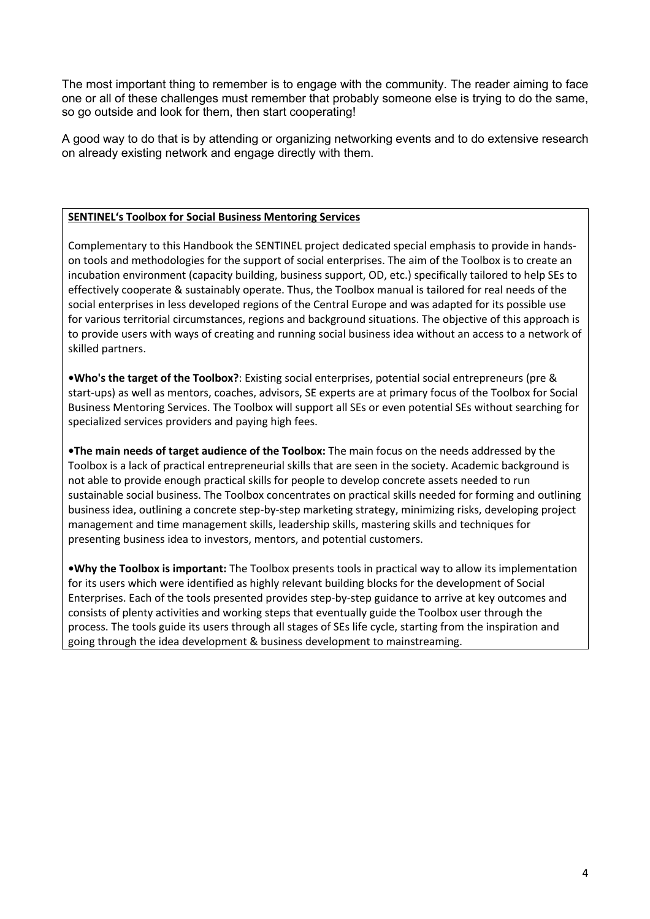The most important thing to remember is to engage with the community. The reader aiming to face one or all of these challenges must remember that probably someone else is trying to do the same, so go outside and look for them, then start cooperating!

A good way to do that is by attending or organizing networking events and to do extensive research on already existing network and engage directly with them.

**SENTINEL's Toolbox for Social Business Mentoring Services**

Complementary to this Handbook the SENTINEL project dedicated special emphasis to provide in hands-on tools and methodologies for the support of social enterprises. The aim of the Toolbox is to create an incubation environment (capacity building, business support, OD, etc.) specifically tailored to help SEs to effectively cooperate & sustainably operate. Thus, the Toolbox manual is tailored for real needs of the social enterprises in less developed regions of the Central Europe and was adapted for its possible use for various territorial circumstances, regions and background situations. The objective of this approach is to provide users with ways of creating and running social business idea without an access to a network of skilled partners.

•**Who's the target of the Toolbox?**: Existing social enterprises, potential social entrepreneurs (pre & start-ups) as well as mentors, coaches, advisors, SE experts are at primary focus of the Toolbox for Social Business Mentoring Services. The Toolbox will support all SEs or even potential SEs without searching for specialized services providers and paying high fees.

•**The main needs of target audience of the Toolbox:** The main focus on the needs addressed by the Toolbox is a lack of practical entrepreneurial skills that are seen in the society. Academic background is not able to provide enough practical skills for people to develop concrete assets needed to run sustainable social business. The Toolbox concentrates on practical skills needed for forming and outlining business idea, outlining a concrete step-by-step marketing strategy, minimizing risks, developing project management and time management skills, leadership skills, mastering skills and techniques for presenting business idea to investors, mentors, and potential customers.

•**Why the Toolbox is important:** The Toolbox presents tools in practical way to allow its implementation for its users which were identified as highly relevant building blocks for the development of Social Enterprises. Each of the tools presented provides step-by-step guidance to arrive at key outcomes and consists of plenty activities and working steps that eventually guide the Toolbox user through the process. The tools guide its users through all stages of SEs life cycle, starting from the inspiration and going through the idea development & business development to mainstreaming.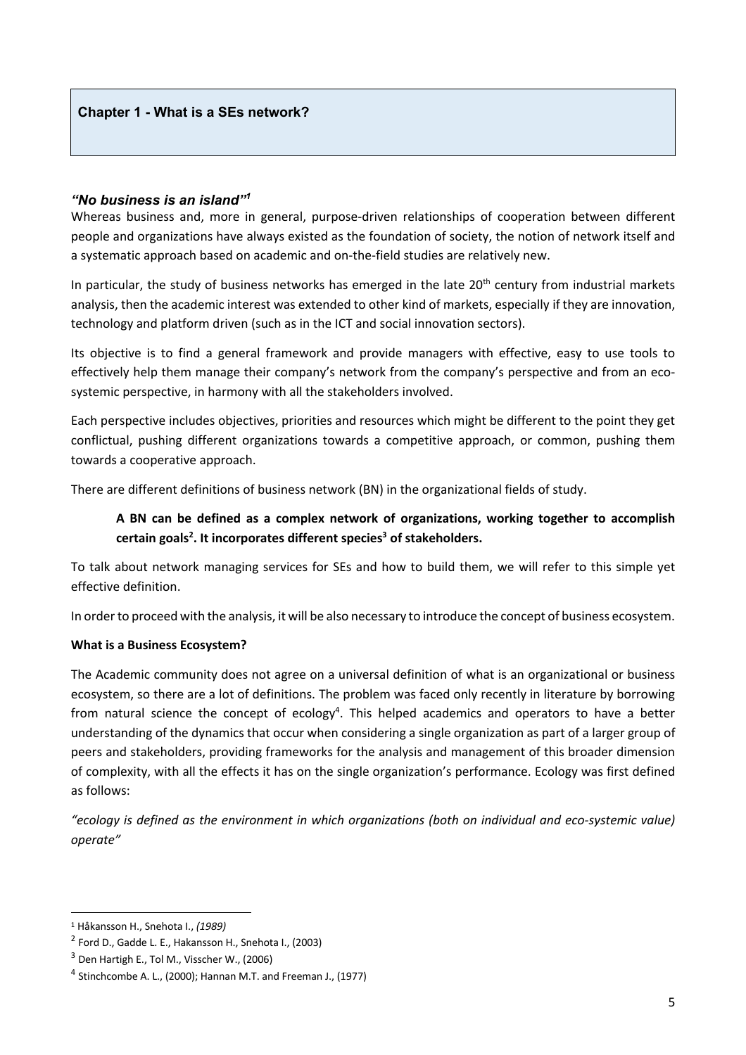## Chapter 1 - What is a SEs network?

***"No business is an island"*[1]**

Whereas business and, more in general, purpose-driven relationships of cooperation between different people and organizations have always existed as the foundation of society, the notion of network itself and a systematic approach based on academic and on-the-field studies are relatively new.

In particular, the study of business networks has emerged in the late 20th century from industrial markets analysis, then the academic interest was extended to other kind of markets, especially if they are innovation, technology and platform driven (such as in the ICT and social innovation sectors).

Its objective is to find a general framework and provide managers with effective, easy to use tools to effectively help them manage their company's network from the company's perspective and from an eco-systemic perspective, in harmony with all the stakeholders involved.

Each perspective includes objectives, priorities and resources which might be different to the point they get conflictual, pushing different organizations towards a competitive approach, or common, pushing them towards a cooperative approach.

There are different definitions of business network (BN) in the organizational fields of study.

> **A BN can be defined as a complex network of organizations, working together to accomplish certain goals[2]. It incorporates different species[3] of stakeholders.**

To talk about network managing services for SEs and how to build them, we will refer to this simple yet effective definition.

In order to proceed with the analysis, it will be also necessary to introduce the concept of business ecosystem.

**What is a Business Ecosystem?**

The Academic community does not agree on a universal definition of what is an organizational or business ecosystem, so there are a lot of definitions. The problem was faced only recently in literature by borrowing from natural science the concept of ecology[4]. This helped academics and operators to have a better understanding of the dynamics that occur when considering a single organization as part of a larger group of peers and stakeholders, providing frameworks for the analysis and management of this broader dimension of complexity, with all the effects it has on the single organization's performance. Ecology was first defined as follows:

*"ecology is defined as the environment in which organizations (both on individual and eco-systemic value) operate"*

---

[1] Håkansson H., Snehota I., *(1989)*

[2] Ford D., Gadde L. E., Hakansson H., Snehota I., (2003)

[3] Den Hartigh E., Tol M., Visscher W., (2006)

[4] Stinchcombe A. L., (2000); Hannan M.T. and Freeman J., (1977)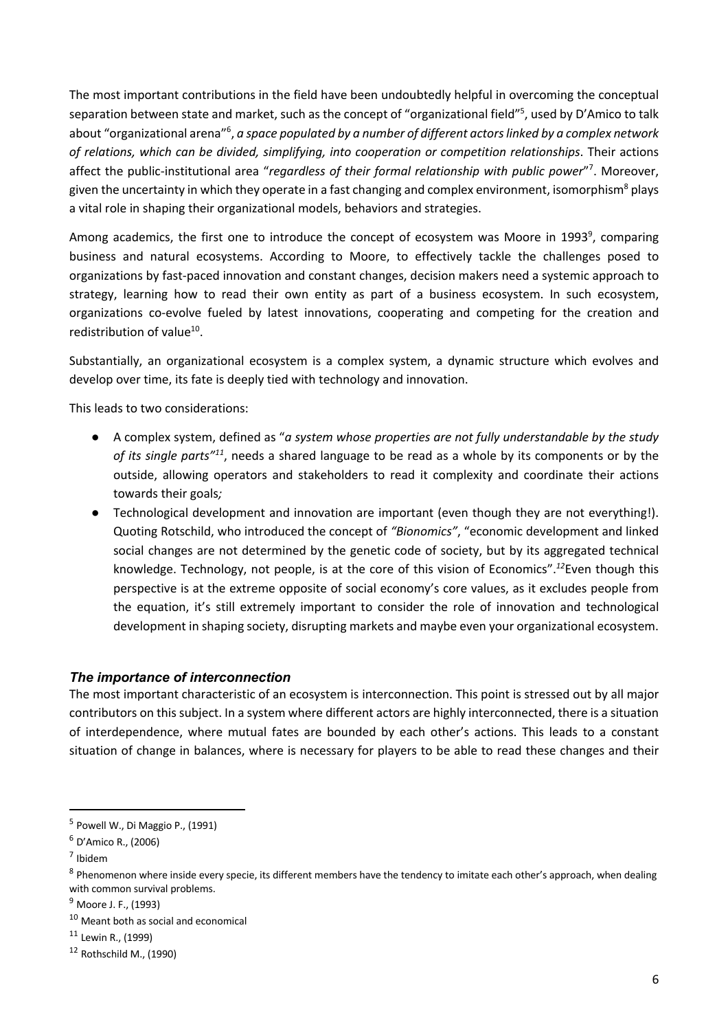The most important contributions in the field have been undoubtedly helpful in overcoming the conceptual separation between state and market, such as the concept of "organizational field"[5], used by D'Amico to talk about "organizational arena"[6], *a space populated by a number of different actors linked by a complex network of relations, which can be divided, simplifying, into cooperation or competition relationships*. Their actions affect the public-institutional area "*regardless of their formal relationship with public power*"[7]. Moreover, given the uncertainty in which they operate in a fast changing and complex environment, isomorphism[8] plays a vital role in shaping their organizational models, behaviors and strategies.

Among academics, the first one to introduce the concept of ecosystem was Moore in 1993[9], comparing business and natural ecosystems. According to Moore, to effectively tackle the challenges posed to organizations by fast-paced innovation and constant changes, decision makers need a systemic approach to strategy, learning how to read their own entity as part of a business ecosystem. In such ecosystem, organizations co-evolve fueled by latest innovations, cooperating and competing for the creation and redistribution of value[10].

Substantially, an organizational ecosystem is a complex system, a dynamic structure which evolves and develop over time, its fate is deeply tied with technology and innovation.

This leads to two considerations:

- A complex system, defined as "*a system whose properties are not fully understandable by the study of its single parts"*[11], needs a shared language to be read as a whole by its components or by the outside, allowing operators and stakeholders to read it complexity and coordinate their actions towards their goals*;*
- Technological development and innovation are important (even though they are not everything!). Quoting Rotschild, who introduced the concept of *"Bionomics"*, "economic development and linked social changes are not determined by the genetic code of society, but by its aggregated technical knowledge. Technology, not people, is at the core of this vision of Economics".[12]Even though this perspective is at the extreme opposite of social economy's core values, as it excludes people from the equation, it's still extremely important to consider the role of innovation and technological development in shaping society, disrupting markets and maybe even your organizational ecosystem.

### *The importance of interconnection*

The most important characteristic of an ecosystem is interconnection. This point is stressed out by all major contributors on this subject. In a system where different actors are highly interconnected, there is a situation of interdependence, where mutual fates are bounded by each other's actions. This leads to a constant situation of change in balances, where is necessary for players to be able to read these changes and their

---

[5] Powell W., Di Maggio P., (1991)

[6] D'Amico R., (2006)

[7] Ibidem

[8] Phenomenon where inside every specie, its different members have the tendency to imitate each other's approach, when dealing with common survival problems.

[9] Moore J. F., (1993)

[10] Meant both as social and economical

[11] Lewin R., (1999)

[12] Rothschild M., (1990)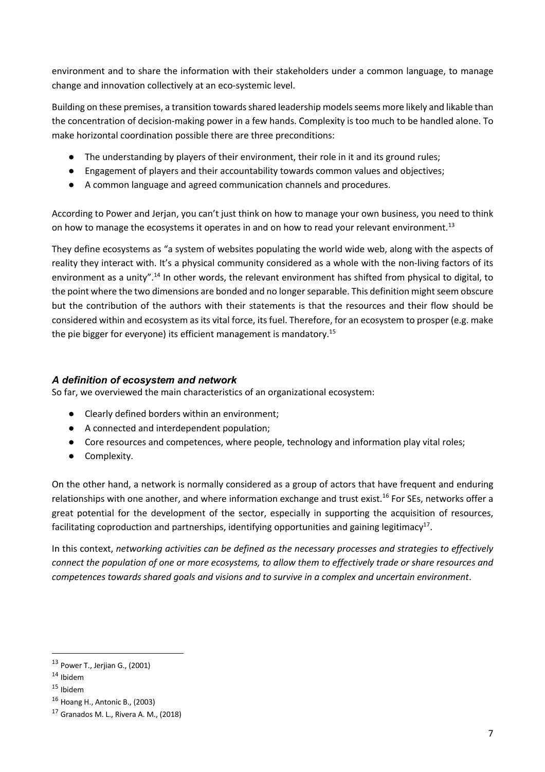environment and to share the information with their stakeholders under a common language, to manage change and innovation collectively at an eco-systemic level.

Building on these premises, a transition towards shared leadership models seems more likely and likable than the concentration of decision-making power in a few hands. Complexity is too much to be handled alone. To make horizontal coordination possible there are three preconditions:

- The understanding by players of their environment, their role in it and its ground rules;
- Engagement of players and their accountability towards common values and objectives;
- A common language and agreed communication channels and procedures.

According to Power and Jerjan, you can't just think on how to manage your own business, you need to think on how to manage the ecosystems it operates in and on how to read your relevant environment.[13]

They define ecosystems as "a system of websites populating the world wide web, along with the aspects of reality they interact with. It's a physical community considered as a whole with the non-living factors of its environment as a unity".[14] In other words, the relevant environment has shifted from physical to digital, to the point where the two dimensions are bonded and no longer separable. This definition might seem obscure but the contribution of the authors with their statements is that the resources and their flow should be considered within and ecosystem as its vital force, its fuel. Therefore, for an ecosystem to prosper (e.g. make the pie bigger for everyone) its efficient management is mandatory.[15]

### *A definition of ecosystem and network*

So far, we overviewed the main characteristics of an organizational ecosystem:

- Clearly defined borders within an environment;
- A connected and interdependent population;
- Core resources and competences, where people, technology and information play vital roles;
- Complexity.

On the other hand, a network is normally considered as a group of actors that have frequent and enduring relationships with one another, and where information exchange and trust exist.[16] For SEs, networks offer a great potential for the development of the sector, especially in supporting the acquisition of resources, facilitating coproduction and partnerships, identifying opportunities and gaining legitimacy[17].

In this context, *networking activities can be defined as the necessary processes and strategies to effectively connect the population of one or more ecosystems, to allow them to effectively trade or share resources and competences towards shared goals and visions and to survive in a complex and uncertain environment*.

---

[13] Power T., Jerjian G., (2001)

[14] Ibidem

[15] Ibidem

[16] Hoang H., Antonic B., (2003)

[17] Granados M. L., Rivera A. M., (2018)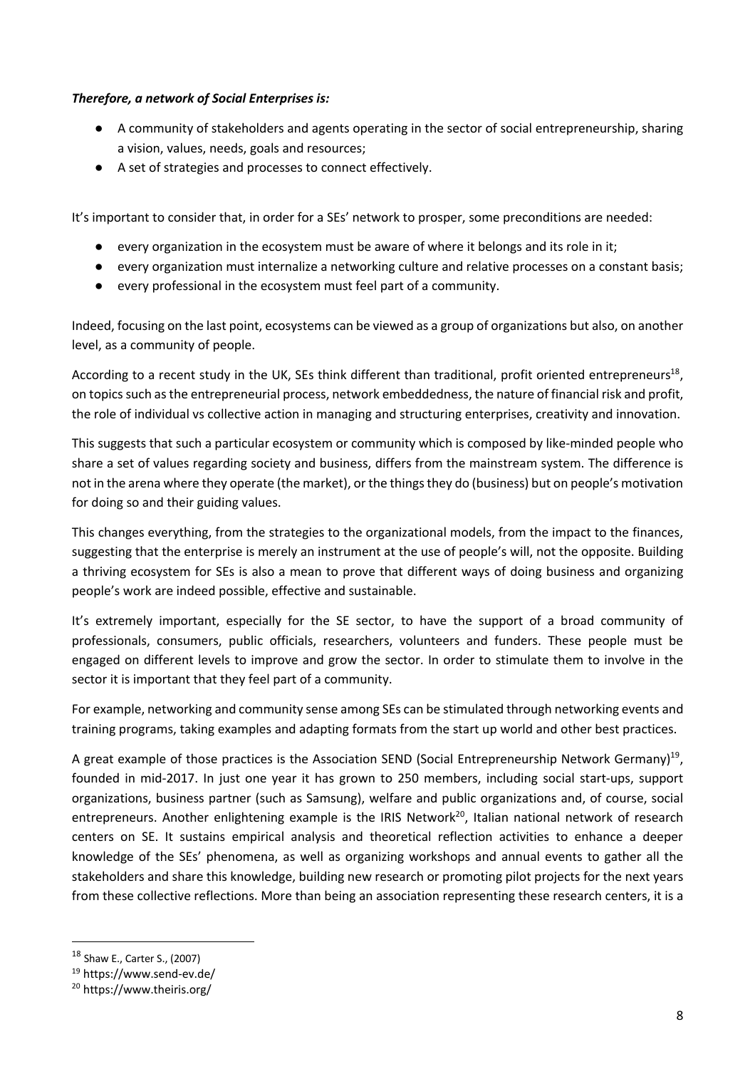***Therefore, a network of Social Enterprises is:***

- A community of stakeholders and agents operating in the sector of social entrepreneurship, sharing a vision, values, needs, goals and resources;
- A set of strategies and processes to connect effectively.

It's important to consider that, in order for a SEs' network to prosper, some preconditions are needed:

- every organization in the ecosystem must be aware of where it belongs and its role in it;
- every organization must internalize a networking culture and relative processes on a constant basis;
- every professional in the ecosystem must feel part of a community.

Indeed, focusing on the last point, ecosystems can be viewed as a group of organizations but also, on another level, as a community of people.

According to a recent study in the UK, SEs think different than traditional, profit oriented entrepreneurs[18], on topics such as the entrepreneurial process, network embeddedness, the nature of financial risk and profit, the role of individual vs collective action in managing and structuring enterprises, creativity and innovation.

This suggests that such a particular ecosystem or community which is composed by like-minded people who share a set of values regarding society and business, differs from the mainstream system. The difference is not in the arena where they operate (the market), or the things they do (business) but on people's motivation for doing so and their guiding values.

This changes everything, from the strategies to the organizational models, from the impact to the finances, suggesting that the enterprise is merely an instrument at the use of people's will, not the opposite. Building a thriving ecosystem for SEs is also a mean to prove that different ways of doing business and organizing people's work are indeed possible, effective and sustainable.

It's extremely important, especially for the SE sector, to have the support of a broad community of professionals, consumers, public officials, researchers, volunteers and funders. These people must be engaged on different levels to improve and grow the sector. In order to stimulate them to involve in the sector it is important that they feel part of a community.

For example, networking and community sense among SEs can be stimulated through networking events and training programs, taking examples and adapting formats from the start up world and other best practices.

A great example of those practices is the Association SEND (Social Entrepreneurship Network Germany)[19], founded in mid-2017. In just one year it has grown to 250 members, including social start-ups, support organizations, business partner (such as Samsung), welfare and public organizations and, of course, social entrepreneurs. Another enlightening example is the IRIS Network[20], Italian national network of research centers on SE. It sustains empirical analysis and theoretical reflection activities to enhance a deeper knowledge of the SEs' phenomena, as well as organizing workshops and annual events to gather all the stakeholders and share this knowledge, building new research or promoting pilot projects for the next years from these collective reflections. More than being an association representing these research centers, it is a

---

[18] Shaw E., Carter S., (2007)

[19] https://www.send-ev.de/

[20] https://www.theiris.org/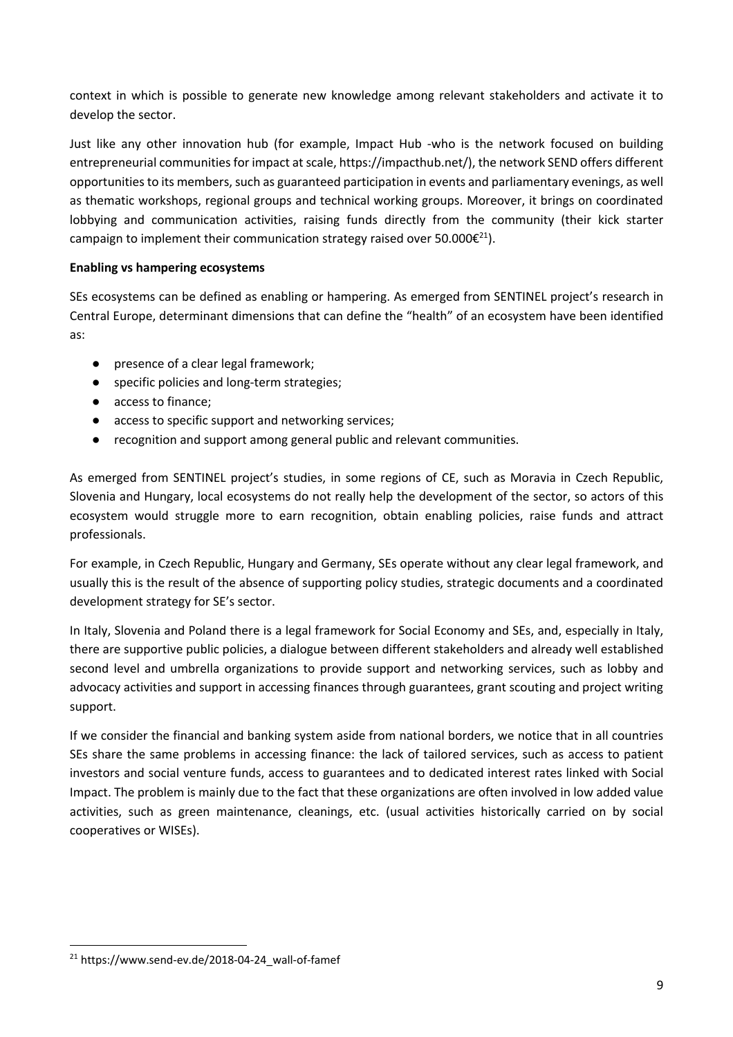context in which is possible to generate new knowledge among relevant stakeholders and activate it to develop the sector.

Just like any other innovation hub (for example, Impact Hub -who is the network focused on building entrepreneurial communities for impact at scale, https://impacthub.net/), the network SEND offers different opportunities to its members, such as guaranteed participation in events and parliamentary evenings, as well as thematic workshops, regional groups and technical working groups. Moreover, it brings on coordinated lobbying and communication activities, raising funds directly from the community (their kick starter campaign to implement their communication strategy raised over 50.000€[21]).

**Enabling vs hampering ecosystems**

SEs ecosystems can be defined as enabling or hampering. As emerged from SENTINEL project's research in Central Europe, determinant dimensions that can define the "health" of an ecosystem have been identified as:

- presence of a clear legal framework;
- specific policies and long-term strategies;
- access to finance;
- access to specific support and networking services;
- recognition and support among general public and relevant communities.

As emerged from SENTINEL project's studies, in some regions of CE, such as Moravia in Czech Republic, Slovenia and Hungary, local ecosystems do not really help the development of the sector, so actors of this ecosystem would struggle more to earn recognition, obtain enabling policies, raise funds and attract professionals.

For example, in Czech Republic, Hungary and Germany, SEs operate without any clear legal framework, and usually this is the result of the absence of supporting policy studies, strategic documents and a coordinated development strategy for SE's sector.

In Italy, Slovenia and Poland there is a legal framework for Social Economy and SEs, and, especially in Italy, there are supportive public policies, a dialogue between different stakeholders and already well established second level and umbrella organizations to provide support and networking services, such as lobby and advocacy activities and support in accessing finances through guarantees, grant scouting and project writing support.

If we consider the financial and banking system aside from national borders, we notice that in all countries SEs share the same problems in accessing finance: the lack of tailored services, such as access to patient investors and social venture funds, access to guarantees and to dedicated interest rates linked with Social Impact. The problem is mainly due to the fact that these organizations are often involved in low added value activities, such as green maintenance, cleanings, etc. (usual activities historically carried on by social cooperatives or WISEs).

[21] https://www.send-ev.de/2018-04-24_wall-of-famef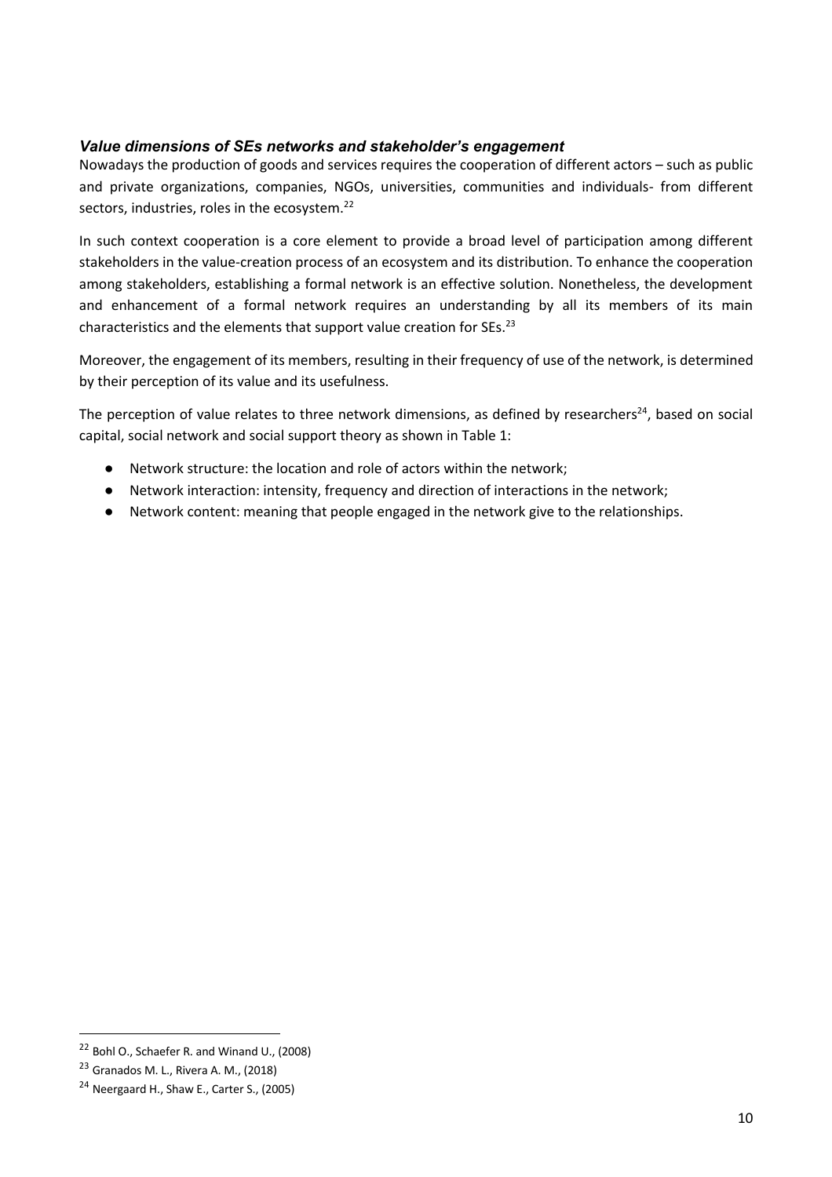### *Value dimensions of SEs networks and stakeholder's engagement*

Nowadays the production of goods and services requires the cooperation of different actors – such as public and private organizations, companies, NGOs, universities, communities and individuals- from different sectors, industries, roles in the ecosystem.[22]

In such context cooperation is a core element to provide a broad level of participation among different stakeholders in the value-creation process of an ecosystem and its distribution. To enhance the cooperation among stakeholders, establishing a formal network is an effective solution. Nonetheless, the development and enhancement of a formal network requires an understanding by all its members of its main characteristics and the elements that support value creation for SEs.[23]

Moreover, the engagement of its members, resulting in their frequency of use of the network, is determined by their perception of its value and its usefulness.

The perception of value relates to three network dimensions, as defined by researchers[24], based on social capital, social network and social support theory as shown in Table 1:

- Network structure: the location and role of actors within the network;
- Network interaction: intensity, frequency and direction of interactions in the network;
- Network content: meaning that people engaged in the network give to the relationships.

[22] Bohl O., Schaefer R. and Winand U., (2008)

[23] Granados M. L., Rivera A. M., (2018)

[24] Neergaard H., Shaw E., Carter S., (2005)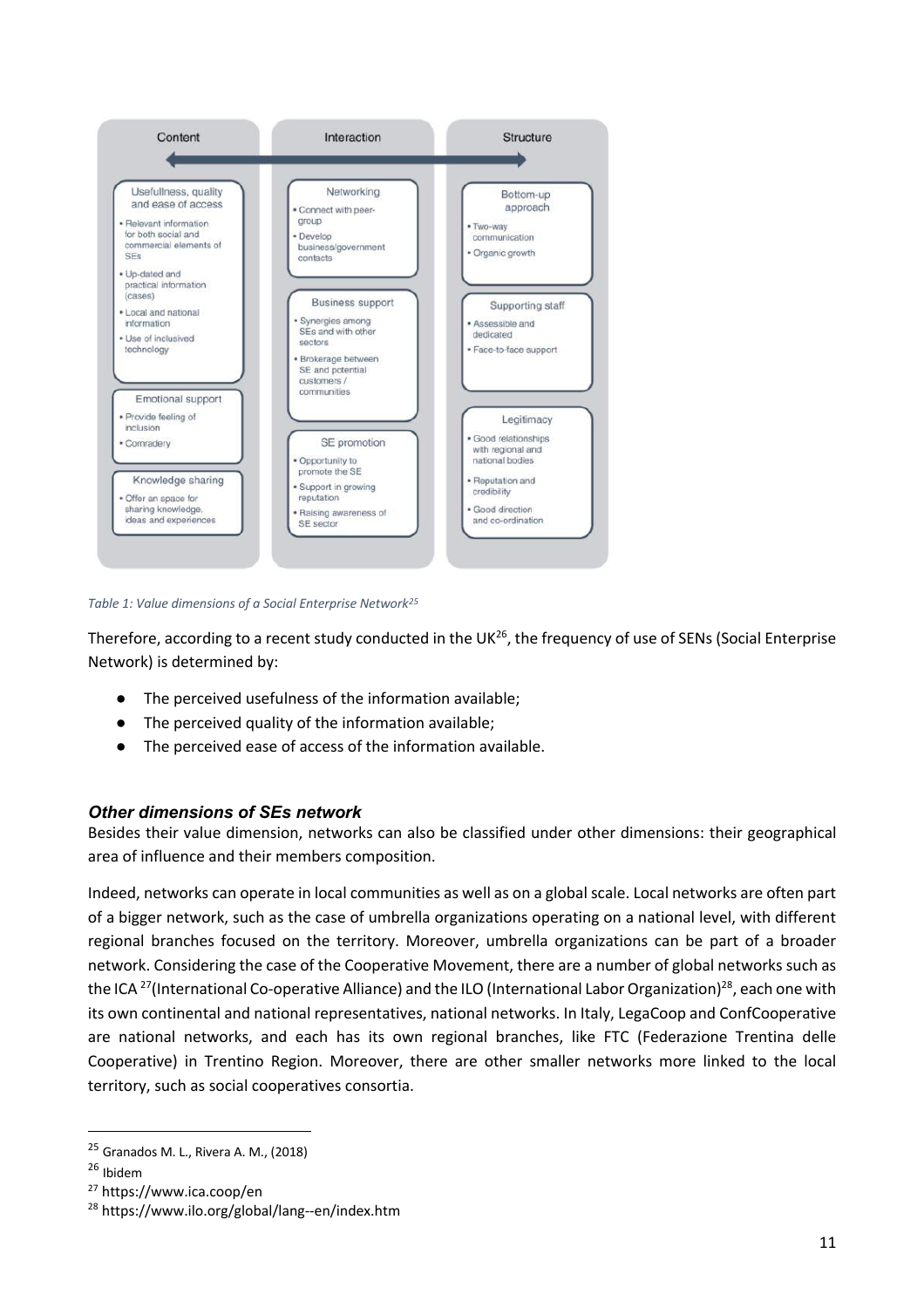| Content | Interaction | Structure |
|---|---|---|
| **Usefulness, quality and ease of access**<br>• Relevant information for both social and commercial elements of SEs<br>• Up-dated and practical information (cases)<br>• Local and national information<br>• Use of inclusived technology | **Networking**<br>• Connect with peer-group<br>• Develop business/government contacts | **Bottom-up approach**<br>• Two-way communication<br>• Organic growth |
| **Emotional support**<br>• Provide feeling of inclusion<br>• Comradery | **Business support**<br>• Synergies among SEs and with other sectors<br>• Brokerage between SE and potential customers / communities | **Supporting staff**<br>• Assessible and dedicated<br>• Face-to-face support |
| **Knowledge sharing**<br>• Offer an space for sharing knowledge, ideas and experiences | **SE promotion**<br>• Opportunity to promote the SE<br>• Support in growing reputation<br>• Raising awareness of SE sector | **Legitimacy**<br>• Good relationships with regional and national bodies<br>• Reputation and credibility<br>• Good direction and co-ordination |

*Table 1: Value dimensions of a Social Enterprise Network[25]*

Therefore, according to a recent study conducted in the UK[26], the frequency of use of SENs (Social Enterprise Network) is determined by:

- The perceived usefulness of the information available;
- The perceived quality of the information available;
- The perceived ease of access of the information available.

### *Other dimensions of SEs network*

Besides their value dimension, networks can also be classified under other dimensions: their geographical area of influence and their members composition.

Indeed, networks can operate in local communities as well as on a global scale. Local networks are often part of a bigger network, such as the case of umbrella organizations operating on a national level, with different regional branches focused on the territory. Moreover, umbrella organizations can be part of a broader network. Considering the case of the Cooperative Movement, there are a number of global networks such as the ICA[27](International Co-operative Alliance) and the ILO (International Labor Organization)[28], each one with its own continental and national representatives, national networks. In Italy, LegaCoop and ConfCooperative are national networks, and each has its own regional branches, like FTC (Federazione Trentina delle Cooperative) in Trentino Region. Moreover, there are other smaller networks more linked to the local territory, such as social cooperatives consortia.

---

[25] Granados M. L., Rivera A. M., (2018)

[26] Ibidem

[27] https://www.ica.coop/en

[28] https://www.ilo.org/global/lang--en/index.htm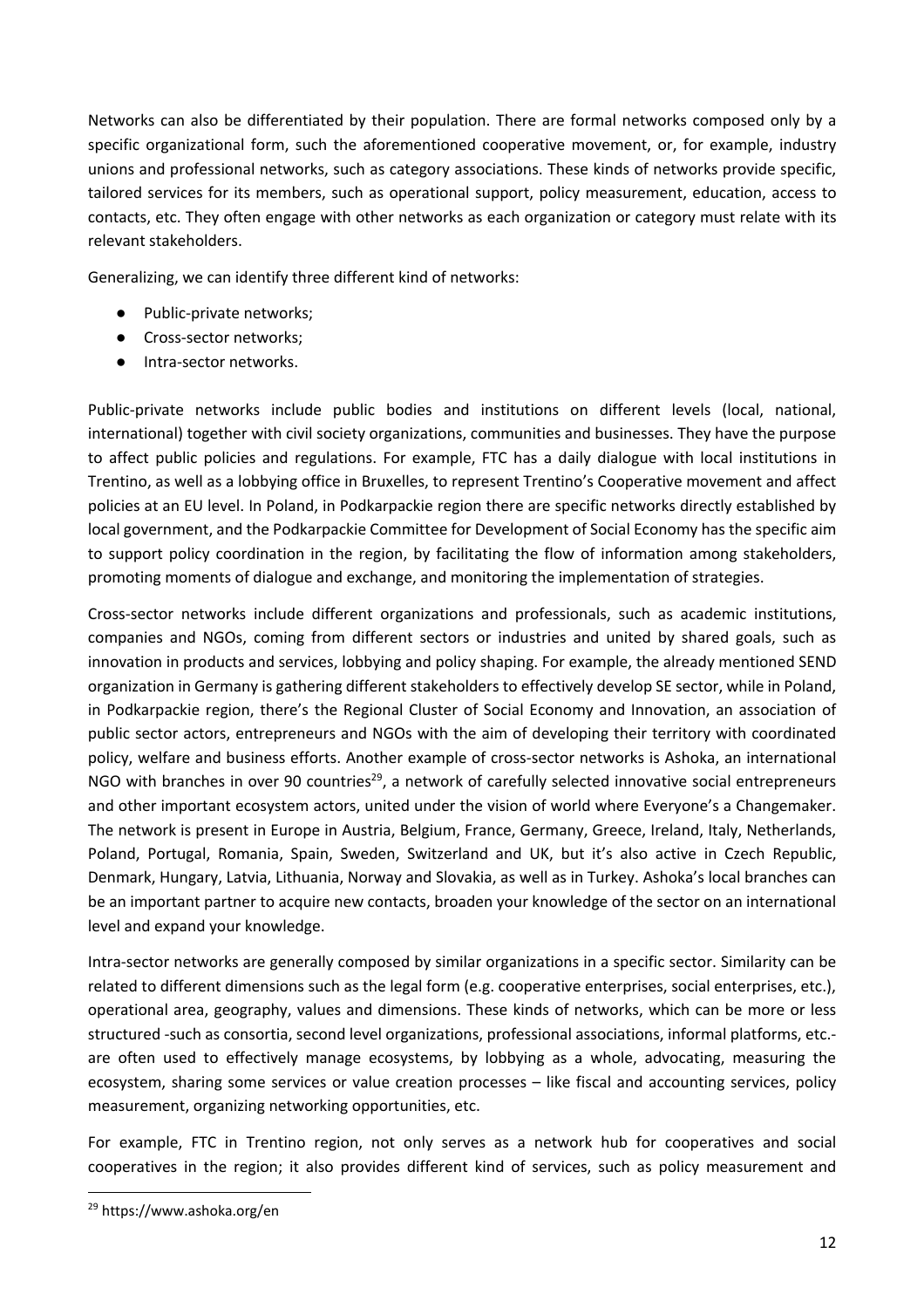Networks can also be differentiated by their population. There are formal networks composed only by a specific organizational form, such the aforementioned cooperative movement, or, for example, industry unions and professional networks, such as category associations. These kinds of networks provide specific, tailored services for its members, such as operational support, policy measurement, education, access to contacts, etc. They often engage with other networks as each organization or category must relate with its relevant stakeholders.

Generalizing, we can identify three different kind of networks:

- Public-private networks;
- Cross-sector networks;
- Intra-sector networks.

Public-private networks include public bodies and institutions on different levels (local, national, international) together with civil society organizations, communities and businesses. They have the purpose to affect public policies and regulations. For example, FTC has a daily dialogue with local institutions in Trentino, as well as a lobbying office in Bruxelles, to represent Trentino's Cooperative movement and affect policies at an EU level. In Poland, in Podkarpackie region there are specific networks directly established by local government, and the Podkarpackie Committee for Development of Social Economy has the specific aim to support policy coordination in the region, by facilitating the flow of information among stakeholders, promoting moments of dialogue and exchange, and monitoring the implementation of strategies.

Cross-sector networks include different organizations and professionals, such as academic institutions, companies and NGOs, coming from different sectors or industries and united by shared goals, such as innovation in products and services, lobbying and policy shaping. For example, the already mentioned SEND organization in Germany is gathering different stakeholders to effectively develop SE sector, while in Poland, in Podkarpackie region, there's the Regional Cluster of Social Economy and Innovation, an association of public sector actors, entrepreneurs and NGOs with the aim of developing their territory with coordinated policy, welfare and business efforts. Another example of cross-sector networks is Ashoka, an international NGO with branches in over 90 countries[29], a network of carefully selected innovative social entrepreneurs and other important ecosystem actors, united under the vision of world where Everyone's a Changemaker. The network is present in Europe in Austria, Belgium, France, Germany, Greece, Ireland, Italy, Netherlands, Poland, Portugal, Romania, Spain, Sweden, Switzerland and UK, but it's also active in Czech Republic, Denmark, Hungary, Latvia, Lithuania, Norway and Slovakia, as well as in Turkey. Ashoka's local branches can be an important partner to acquire new contacts, broaden your knowledge of the sector on an international level and expand your knowledge.

Intra-sector networks are generally composed by similar organizations in a specific sector. Similarity can be related to different dimensions such as the legal form (e.g. cooperative enterprises, social enterprises, etc.), operational area, geography, values and dimensions. These kinds of networks, which can be more or less structured -such as consortia, second level organizations, professional associations, informal platforms, etc.- are often used to effectively manage ecosystems, by lobbying as a whole, advocating, measuring the ecosystem, sharing some services or value creation processes – like fiscal and accounting services, policy measurement, organizing networking opportunities, etc.

For example, FTC in Trentino region, not only serves as a network hub for cooperatives and social cooperatives in the region; it also provides different kind of services, such as policy measurement and

[29] https://www.ashoka.org/en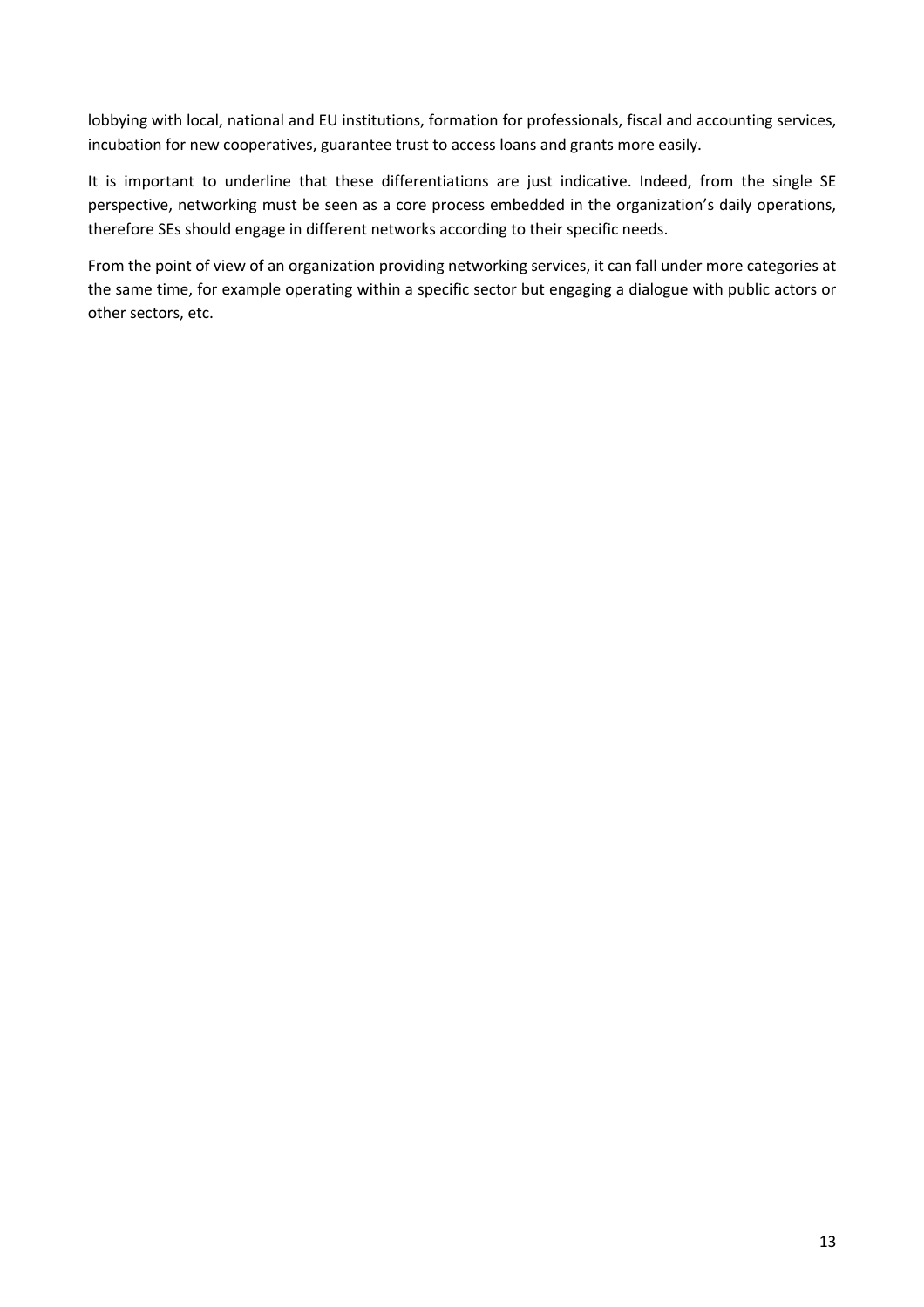lobbying with local, national and EU institutions, formation for professionals, fiscal and accounting services, incubation for new cooperatives, guarantee trust to access loans and grants more easily.

It is important to underline that these differentiations are just indicative. Indeed, from the single SE perspective, networking must be seen as a core process embedded in the organization's daily operations, therefore SEs should engage in different networks according to their specific needs.

From the point of view of an organization providing networking services, it can fall under more categories at the same time, for example operating within a specific sector but engaging a dialogue with public actors or other sectors, etc.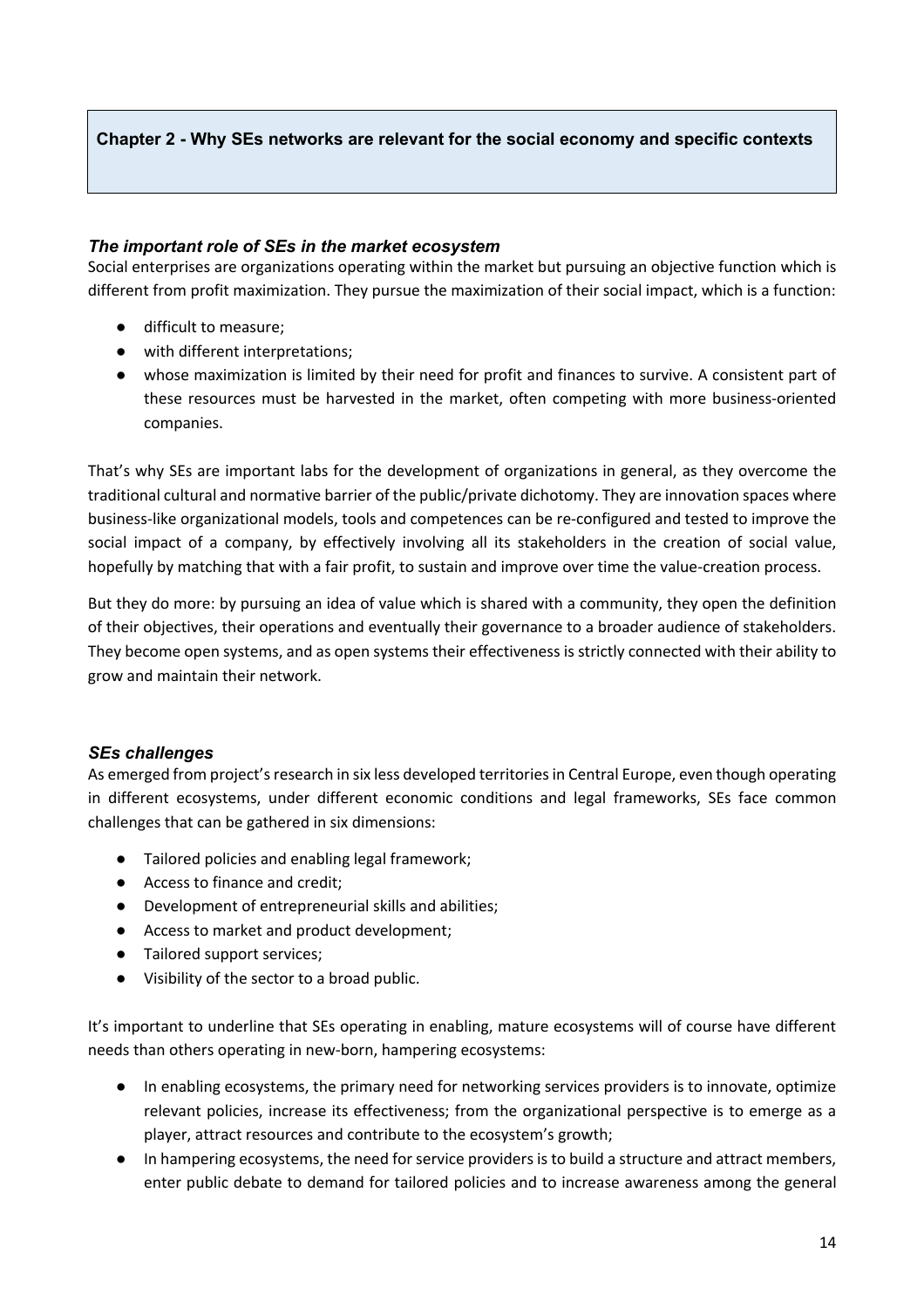## Chapter 2 - Why SEs networks are relevant for the social economy and specific contexts

### *The important role of SEs in the market ecosystem*

Social enterprises are organizations operating within the market but pursuing an objective function which is different from profit maximization. They pursue the maximization of their social impact, which is a function:

- difficult to measure;
- with different interpretations;
- whose maximization is limited by their need for profit and finances to survive. A consistent part of these resources must be harvested in the market, often competing with more business-oriented companies.

That's why SEs are important labs for the development of organizations in general, as they overcome the traditional cultural and normative barrier of the public/private dichotomy. They are innovation spaces where business-like organizational models, tools and competences can be re-configured and tested to improve the social impact of a company, by effectively involving all its stakeholders in the creation of social value, hopefully by matching that with a fair profit, to sustain and improve over time the value-creation process.

But they do more: by pursuing an idea of value which is shared with a community, they open the definition of their objectives, their operations and eventually their governance to a broader audience of stakeholders. They become open systems, and as open systems their effectiveness is strictly connected with their ability to grow and maintain their network.

### *SEs challenges*

As emerged from project's research in six less developed territories in Central Europe, even though operating in different ecosystems, under different economic conditions and legal frameworks, SEs face common challenges that can be gathered in six dimensions:

- Tailored policies and enabling legal framework;
- Access to finance and credit;
- Development of entrepreneurial skills and abilities;
- Access to market and product development;
- Tailored support services;
- Visibility of the sector to a broad public.

It's important to underline that SEs operating in enabling, mature ecosystems will of course have different needs than others operating in new-born, hampering ecosystems:

- In enabling ecosystems, the primary need for networking services providers is to innovate, optimize relevant policies, increase its effectiveness; from the organizational perspective is to emerge as a player, attract resources and contribute to the ecosystem's growth;
- In hampering ecosystems, the need for service providers is to build a structure and attract members, enter public debate to demand for tailored policies and to increase awareness among the general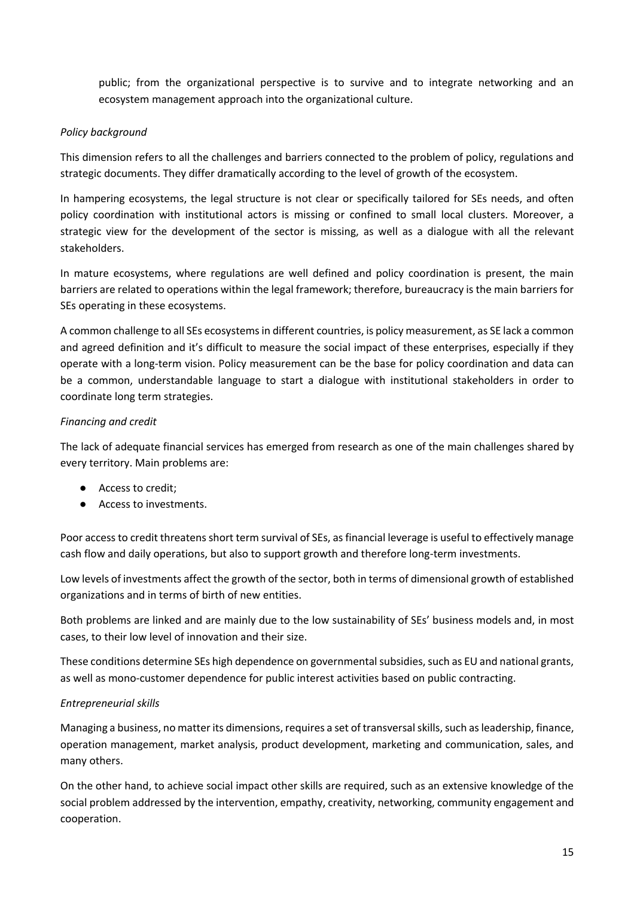public; from the organizational perspective is to survive and to integrate networking and an ecosystem management approach into the organizational culture.

*Policy background*

This dimension refers to all the challenges and barriers connected to the problem of policy, regulations and strategic documents. They differ dramatically according to the level of growth of the ecosystem.

In hampering ecosystems, the legal structure is not clear or specifically tailored for SEs needs, and often policy coordination with institutional actors is missing or confined to small local clusters. Moreover, a strategic view for the development of the sector is missing, as well as a dialogue with all the relevant stakeholders.

In mature ecosystems, where regulations are well defined and policy coordination is present, the main barriers are related to operations within the legal framework; therefore, bureaucracy is the main barriers for SEs operating in these ecosystems.

A common challenge to all SEs ecosystems in different countries, is policy measurement, as SE lack a common and agreed definition and it's difficult to measure the social impact of these enterprises, especially if they operate with a long-term vision. Policy measurement can be the base for policy coordination and data can be a common, understandable language to start a dialogue with institutional stakeholders in order to coordinate long term strategies.

*Financing and credit*

The lack of adequate financial services has emerged from research as one of the main challenges shared by every territory. Main problems are:

- Access to credit;
- Access to investments.

Poor access to credit threatens short term survival of SEs, as financial leverage is useful to effectively manage cash flow and daily operations, but also to support growth and therefore long-term investments.

Low levels of investments affect the growth of the sector, both in terms of dimensional growth of established organizations and in terms of birth of new entities.

Both problems are linked and are mainly due to the low sustainability of SEs' business models and, in most cases, to their low level of innovation and their size.

These conditions determine SEs high dependence on governmental subsidies, such as EU and national grants, as well as mono-customer dependence for public interest activities based on public contracting.

*Entrepreneurial skills*

Managing a business, no matter its dimensions, requires a set of transversal skills, such as leadership, finance, operation management, market analysis, product development, marketing and communication, sales, and many others.

On the other hand, to achieve social impact other skills are required, such as an extensive knowledge of the social problem addressed by the intervention, empathy, creativity, networking, community engagement and cooperation.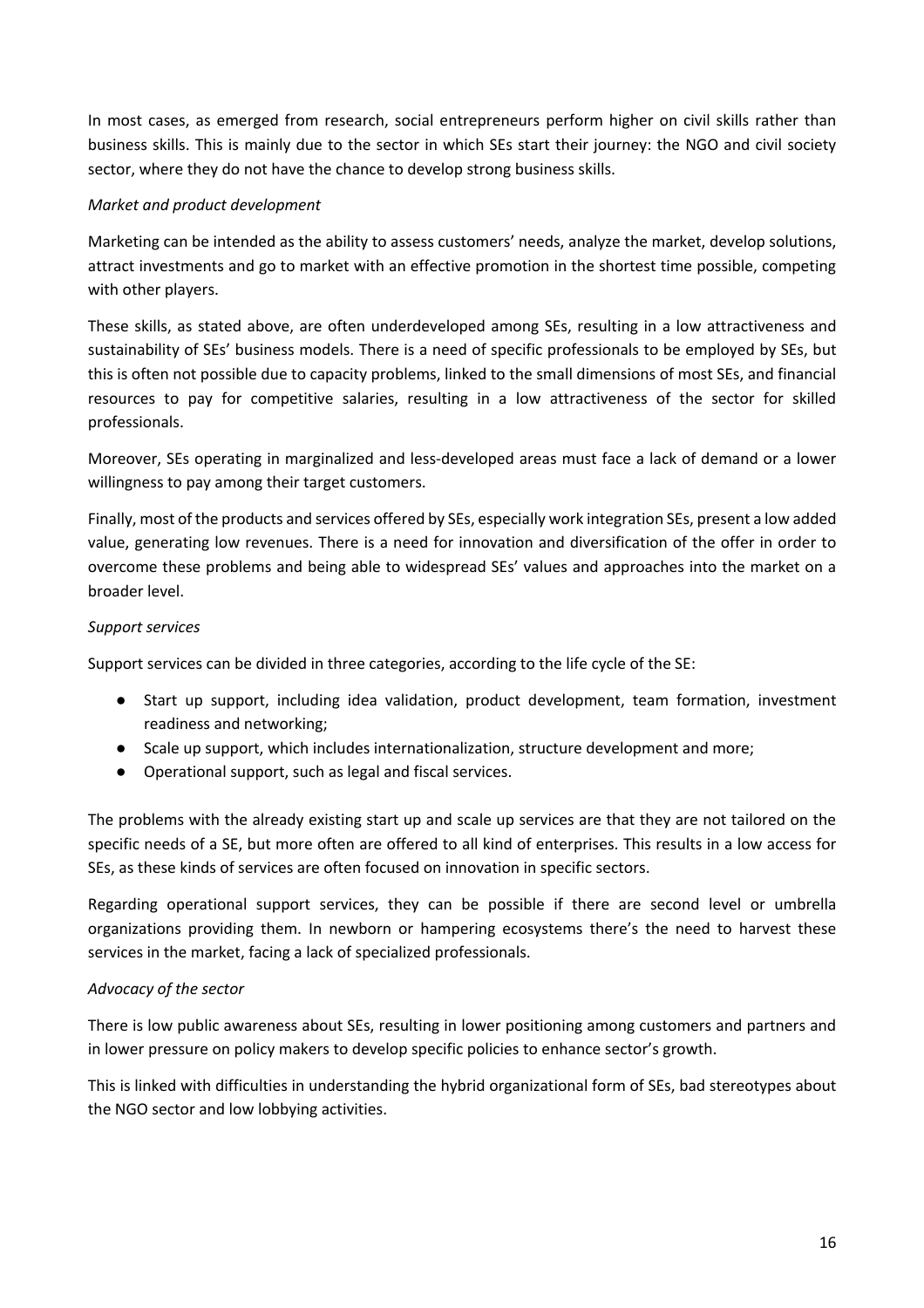In most cases, as emerged from research, social entrepreneurs perform higher on civil skills rather than business skills. This is mainly due to the sector in which SEs start their journey: the NGO and civil society sector, where they do not have the chance to develop strong business skills.

*Market and product development*

Marketing can be intended as the ability to assess customers' needs, analyze the market, develop solutions, attract investments and go to market with an effective promotion in the shortest time possible, competing with other players.

These skills, as stated above, are often underdeveloped among SEs, resulting in a low attractiveness and sustainability of SEs' business models. There is a need of specific professionals to be employed by SEs, but this is often not possible due to capacity problems, linked to the small dimensions of most SEs, and financial resources to pay for competitive salaries, resulting in a low attractiveness of the sector for skilled professionals.

Moreover, SEs operating in marginalized and less-developed areas must face a lack of demand or a lower willingness to pay among their target customers.

Finally, most of the products and services offered by SEs, especially work integration SEs, present a low added value, generating low revenues. There is a need for innovation and diversification of the offer in order to overcome these problems and being able to widespread SEs' values and approaches into the market on a broader level.

*Support services*

Support services can be divided in three categories, according to the life cycle of the SE:

- Start up support, including idea validation, product development, team formation, investment readiness and networking;
- Scale up support, which includes internationalization, structure development and more;
- Operational support, such as legal and fiscal services.

The problems with the already existing start up and scale up services are that they are not tailored on the specific needs of a SE, but more often are offered to all kind of enterprises. This results in a low access for SEs, as these kinds of services are often focused on innovation in specific sectors.

Regarding operational support services, they can be possible if there are second level or umbrella organizations providing them. In newborn or hampering ecosystems there's the need to harvest these services in the market, facing a lack of specialized professionals.

*Advocacy of the sector*

There is low public awareness about SEs, resulting in lower positioning among customers and partners and in lower pressure on policy makers to develop specific policies to enhance sector's growth.

This is linked with difficulties in understanding the hybrid organizational form of SEs, bad stereotypes about the NGO sector and low lobbying activities.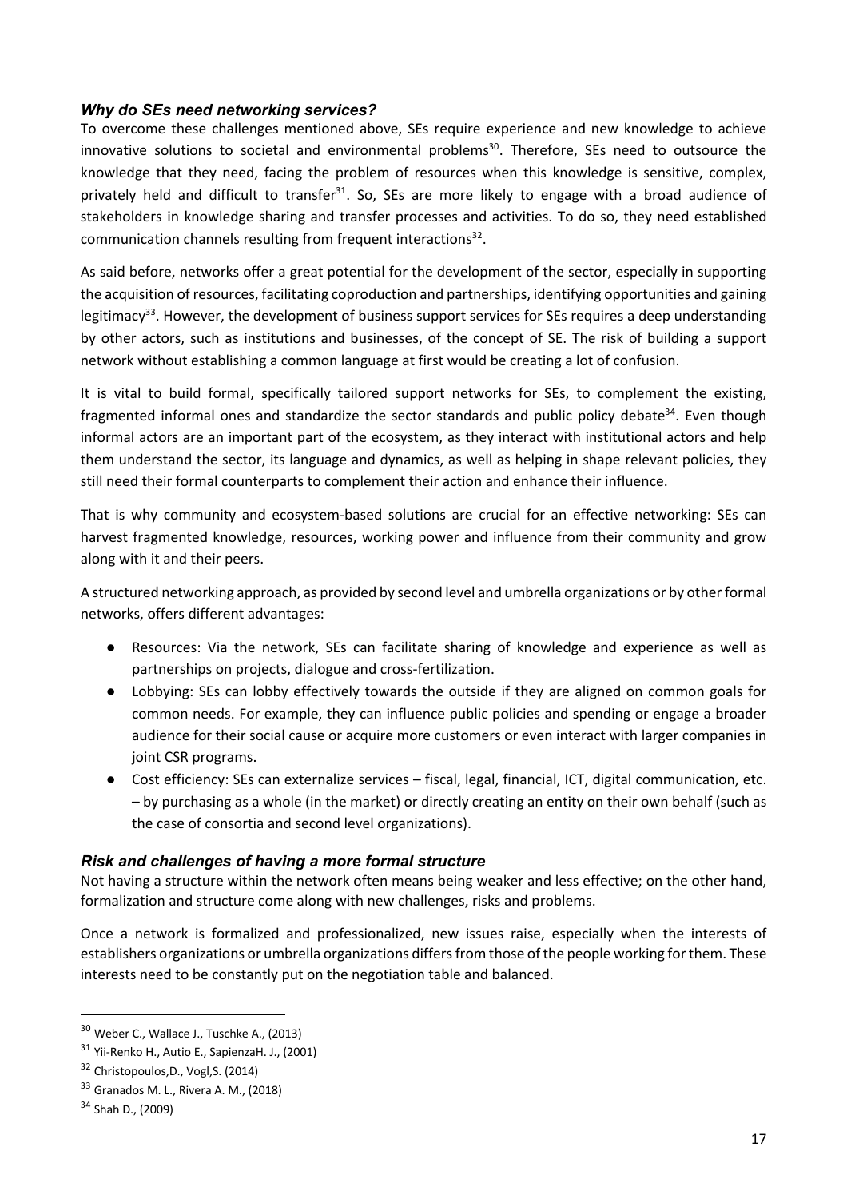### *Why do SEs need networking services?*

To overcome these challenges mentioned above, SEs require experience and new knowledge to achieve innovative solutions to societal and environmental problems[30]. Therefore, SEs need to outsource the knowledge that they need, facing the problem of resources when this knowledge is sensitive, complex, privately held and difficult to transfer[31]. So, SEs are more likely to engage with a broad audience of stakeholders in knowledge sharing and transfer processes and activities. To do so, they need established communication channels resulting from frequent interactions[32].

As said before, networks offer a great potential for the development of the sector, especially in supporting the acquisition of resources, facilitating coproduction and partnerships, identifying opportunities and gaining legitimacy[33]. However, the development of business support services for SEs requires a deep understanding by other actors, such as institutions and businesses, of the concept of SE. The risk of building a support network without establishing a common language at first would be creating a lot of confusion.

It is vital to build formal, specifically tailored support networks for SEs, to complement the existing, fragmented informal ones and standardize the sector standards and public policy debate[34]. Even though informal actors are an important part of the ecosystem, as they interact with institutional actors and help them understand the sector, its language and dynamics, as well as helping in shape relevant policies, they still need their formal counterparts to complement their action and enhance their influence.

That is why community and ecosystem-based solutions are crucial for an effective networking: SEs can harvest fragmented knowledge, resources, working power and influence from their community and grow along with it and their peers.

A structured networking approach, as provided by second level and umbrella organizations or by other formal networks, offers different advantages:

- Resources: Via the network, SEs can facilitate sharing of knowledge and experience as well as partnerships on projects, dialogue and cross-fertilization.
- Lobbying: SEs can lobby effectively towards the outside if they are aligned on common goals for common needs. For example, they can influence public policies and spending or engage a broader audience for their social cause or acquire more customers or even interact with larger companies in joint CSR programs.
- Cost efficiency: SEs can externalize services – fiscal, legal, financial, ICT, digital communication, etc. – by purchasing as a whole (in the market) or directly creating an entity on their own behalf (such as the case of consortia and second level organizations).

### *Risk and challenges of having a more formal structure*

Not having a structure within the network often means being weaker and less effective; on the other hand, formalization and structure come along with new challenges, risks and problems.

Once a network is formalized and professionalized, new issues raise, especially when the interests of establishers organizations or umbrella organizations differs from those of the people working for them. These interests need to be constantly put on the negotiation table and balanced.

---

[30] Weber C., Wallace J., Tuschke A., (2013)

[31] Yii-Renko H., Autio E., SapienzaH. J., (2001)

[32] Christopoulos,D., Vogl,S. (2014)

[33] Granados M. L., Rivera A. M., (2018)

[34] Shah D., (2009)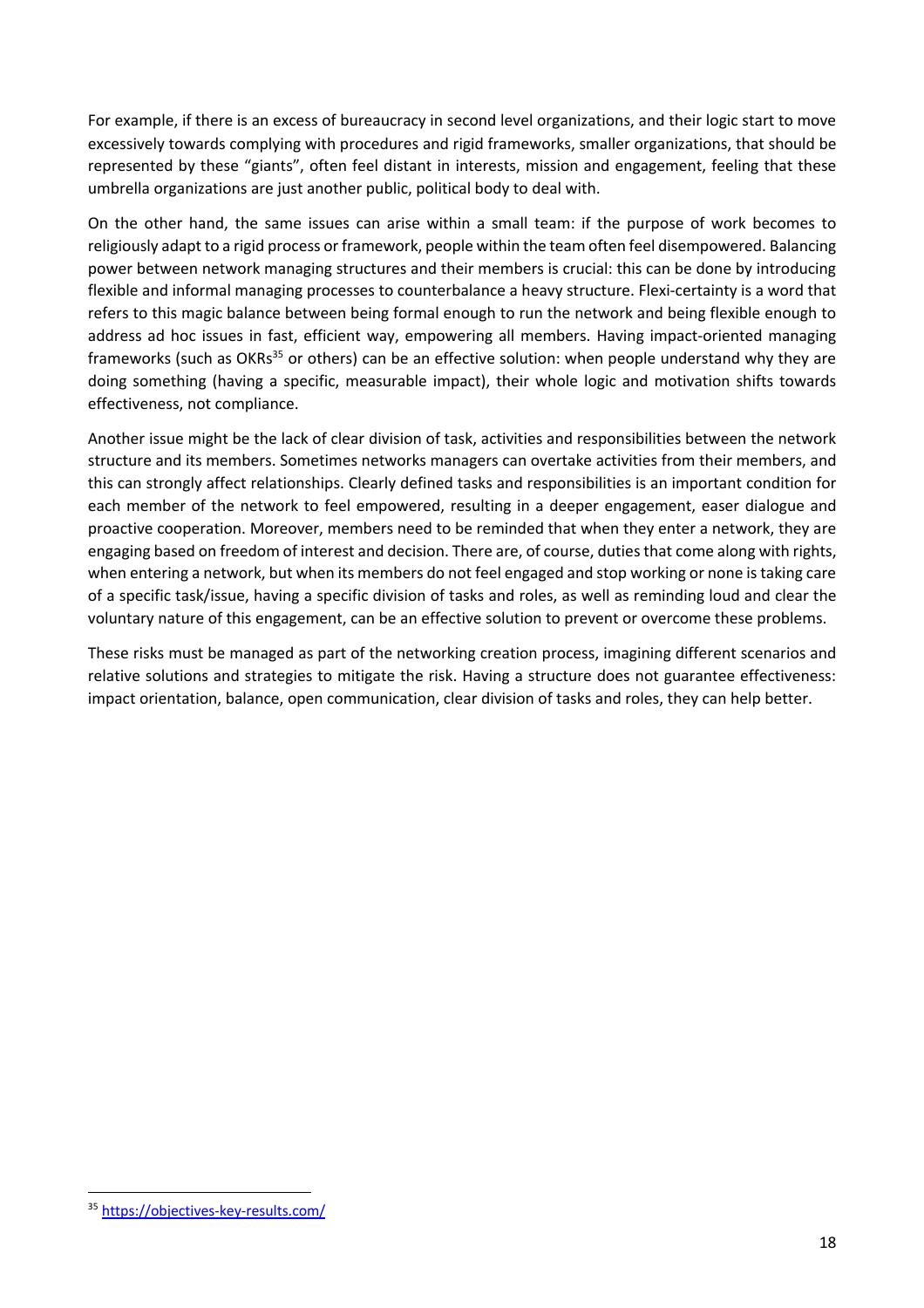For example, if there is an excess of bureaucracy in second level organizations, and their logic start to move excessively towards complying with procedures and rigid frameworks, smaller organizations, that should be represented by these "giants", often feel distant in interests, mission and engagement, feeling that these umbrella organizations are just another public, political body to deal with.

On the other hand, the same issues can arise within a small team: if the purpose of work becomes to religiously adapt to a rigid process or framework, people within the team often feel disempowered. Balancing power between network managing structures and their members is crucial: this can be done by introducing flexible and informal managing processes to counterbalance a heavy structure. Flexi-certainty is a word that refers to this magic balance between being formal enough to run the network and being flexible enough to address ad hoc issues in fast, efficient way, empowering all members. Having impact-oriented managing frameworks (such as OKRs[35] or others) can be an effective solution: when people understand why they are doing something (having a specific, measurable impact), their whole logic and motivation shifts towards effectiveness, not compliance.

Another issue might be the lack of clear division of task, activities and responsibilities between the network structure and its members. Sometimes networks managers can overtake activities from their members, and this can strongly affect relationships. Clearly defined tasks and responsibilities is an important condition for each member of the network to feel empowered, resulting in a deeper engagement, easer dialogue and proactive cooperation. Moreover, members need to be reminded that when they enter a network, they are engaging based on freedom of interest and decision. There are, of course, duties that come along with rights, when entering a network, but when its members do not feel engaged and stop working or none is taking care of a specific task/issue, having a specific division of tasks and roles, as well as reminding loud and clear the voluntary nature of this engagement, can be an effective solution to prevent or overcome these problems.

These risks must be managed as part of the networking creation process, imagining different scenarios and relative solutions and strategies to mitigate the risk. Having a structure does not guarantee effectiveness: impact orientation, balance, open communication, clear division of tasks and roles, they can help better.

[35] https://objectives-key-results.com/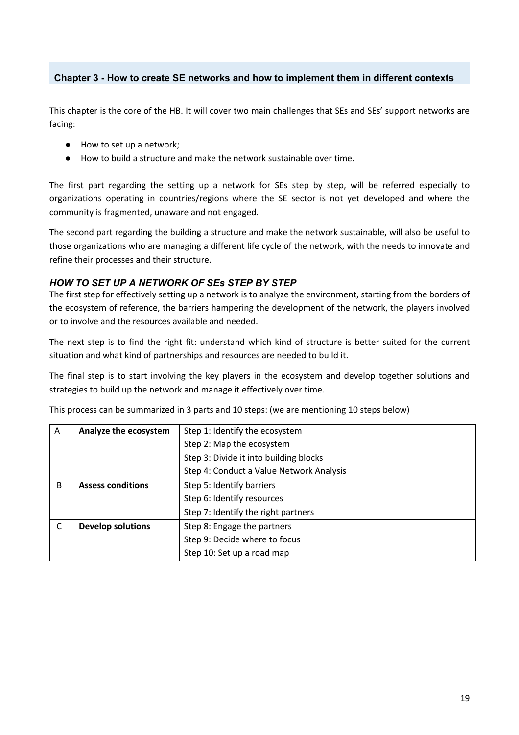## Chapter 3 - How to create SE networks and how to implement them in different contexts

This chapter is the core of the HB. It will cover two main challenges that SEs and SEs' support networks are facing:

- How to set up a network;
- How to build a structure and make the network sustainable over time.

The first part regarding the setting up a network for SEs step by step, will be referred especially to organizations operating in countries/regions where the SE sector is not yet developed and where the community is fragmented, unaware and not engaged.

The second part regarding the building a structure and make the network sustainable, will also be useful to those organizations who are managing a different life cycle of the network, with the needs to innovate and refine their processes and their structure.

### *HOW TO SET UP A NETWORK OF SEs STEP BY STEP*

The first step for effectively setting up a network is to analyze the environment, starting from the borders of the ecosystem of reference, the barriers hampering the development of the network, the players involved or to involve and the resources available and needed.

The next step is to find the right fit: understand which kind of structure is better suited for the current situation and what kind of partnerships and resources are needed to build it.

The final step is to start involving the key players in the ecosystem and develop together solutions and strategies to build up the network and manage it effectively over time.

This process can be summarized in 3 parts and 10 steps: (we are mentioning 10 steps below)

| | | |
|---|---|---|
| A | **Analyze the ecosystem** | Step 1: Identify the ecosystem |
| | | Step 2: Map the ecosystem |
| | | Step 3: Divide it into building blocks |
| | | Step 4: Conduct a Value Network Analysis |
| B | **Assess conditions** | Step 5: Identify barriers |
| | | Step 6: Identify resources |
| | | Step 7: Identify the right partners |
| C | **Develop solutions** | Step 8: Engage the partners |
| | | Step 9: Decide where to focus |
| | | Step 10: Set up a road map |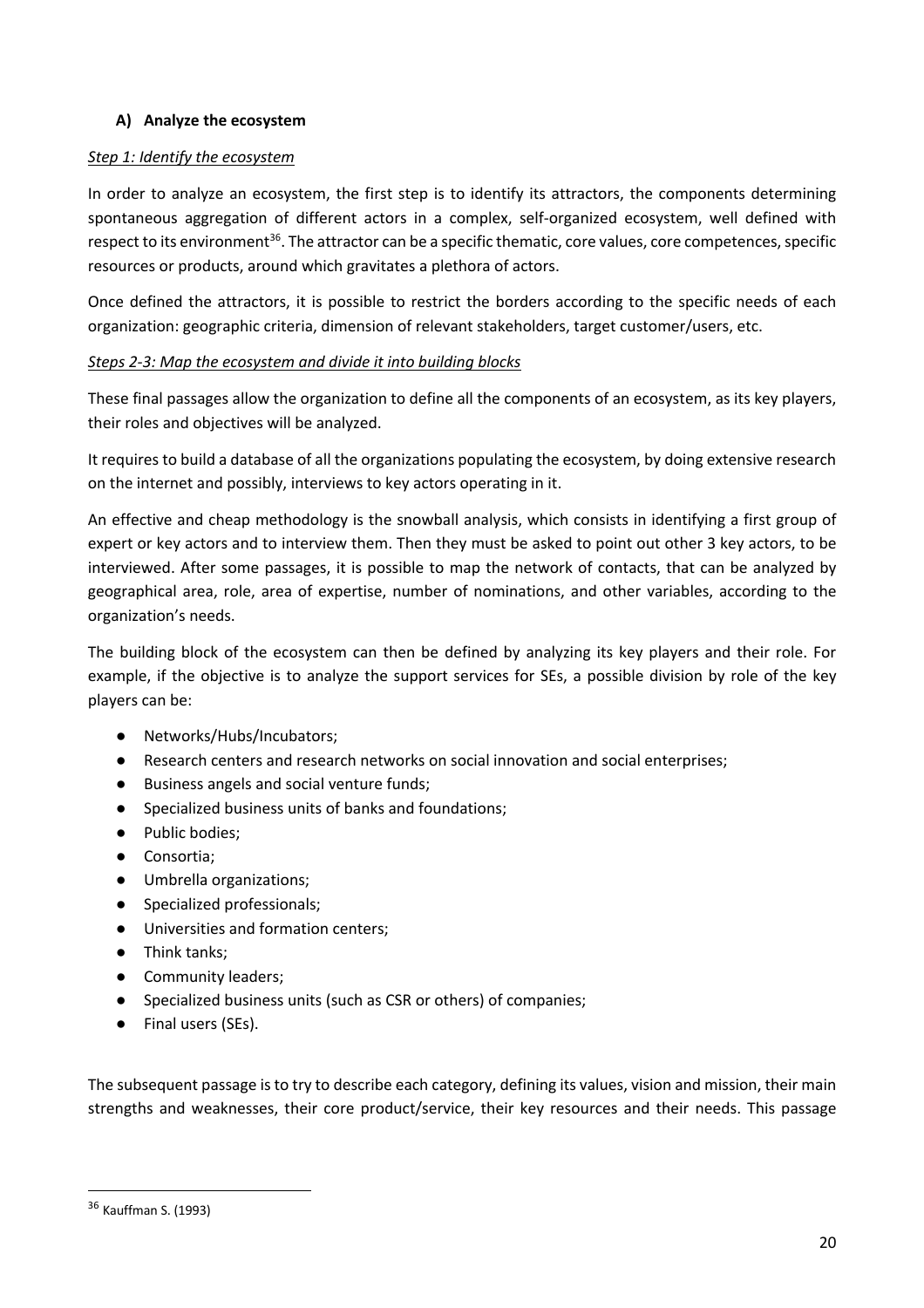### A) Analyze the ecosystem

*Step 1: Identify the ecosystem*

In order to analyze an ecosystem, the first step is to identify its attractors, the components determining spontaneous aggregation of different actors in a complex, self-organized ecosystem, well defined with respect to its environment[36]. The attractor can be a specific thematic, core values, core competences, specific resources or products, around which gravitates a plethora of actors.

Once defined the attractors, it is possible to restrict the borders according to the specific needs of each organization: geographic criteria, dimension of relevant stakeholders, target customer/users, etc.

*Steps 2-3: Map the ecosystem and divide it into building blocks*

These final passages allow the organization to define all the components of an ecosystem, as its key players, their roles and objectives will be analyzed.

It requires to build a database of all the organizations populating the ecosystem, by doing extensive research on the internet and possibly, interviews to key actors operating in it.

An effective and cheap methodology is the snowball analysis, which consists in identifying a first group of expert or key actors and to interview them. Then they must be asked to point out other 3 key actors, to be interviewed. After some passages, it is possible to map the network of contacts, that can be analyzed by geographical area, role, area of expertise, number of nominations, and other variables, according to the organization's needs.

The building block of the ecosystem can then be defined by analyzing its key players and their role. For example, if the objective is to analyze the support services for SEs, a possible division by role of the key players can be:

- Networks/Hubs/Incubators;
- Research centers and research networks on social innovation and social enterprises;
- Business angels and social venture funds;
- Specialized business units of banks and foundations;
- Public bodies;
- Consortia;
- Umbrella organizations;
- Specialized professionals;
- Universities and formation centers;
- Think tanks;
- Community leaders;
- Specialized business units (such as CSR or others) of companies;
- Final users (SEs).

The subsequent passage is to try to describe each category, defining its values, vision and mission, their main strengths and weaknesses, their core product/service, their key resources and their needs. This passage

[36] Kauffman S. (1993)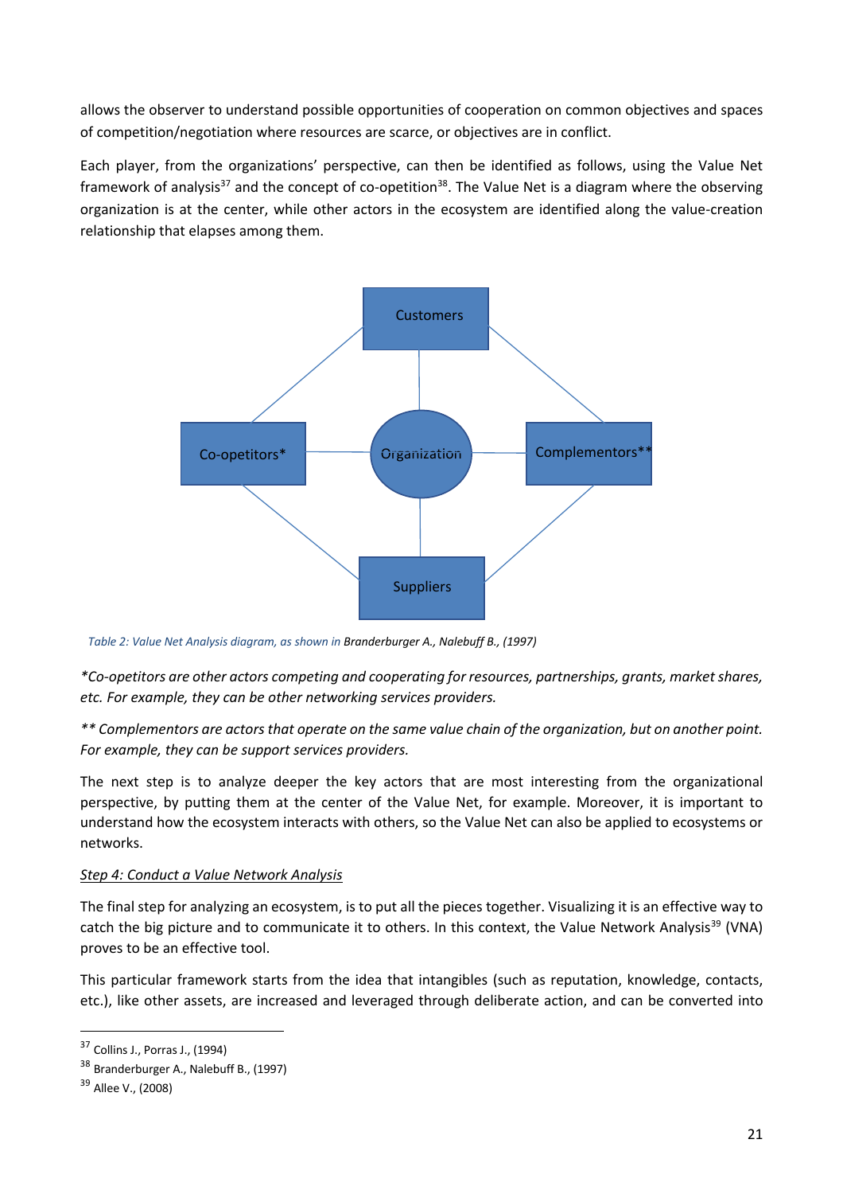allows the observer to understand possible opportunities of cooperation on common objectives and spaces of competition/negotiation where resources are scarce, or objectives are in conflict.

Each player, from the organizations' perspective, can then be identified as follows, using the Value Net framework of analysis[37] and the concept of co-opetition[38]. The Value Net is a diagram where the observing organization is at the center, while other actors in the ecosystem are identified along the value-creation relationship that elapses among them.

Customers

Co-opetitors* Organization Complementors**

Suppliers

*Table 2: Value Net Analysis diagram, as shown in Branderburger A., Nalebuff B., (1997)*

*\*Co-opetitors are other actors competing and cooperating for resources, partnerships, grants, market shares, etc. For example, they can be other networking services providers.*

*\*\* Complementors are actors that operate on the same value chain of the organization, but on another point. For example, they can be support services providers.*

The next step is to analyze deeper the key actors that are most interesting from the organizational perspective, by putting them at the center of the Value Net, for example. Moreover, it is important to understand how the ecosystem interacts with others, so the Value Net can also be applied to ecosystems or networks.

<u>*Step 4: Conduct a Value Network Analysis*</u>

The final step for analyzing an ecosystem, is to put all the pieces together. Visualizing it is an effective way to catch the big picture and to communicate it to others. In this context, the Value Network Analysis[39] (VNA) proves to be an effective tool.

This particular framework starts from the idea that intangibles (such as reputation, knowledge, contacts, etc.), like other assets, are increased and leveraged through deliberate action, and can be converted into

---

[37] Collins J., Porras J., (1994)

[38] Branderburger A., Nalebuff B., (1997)

[39] Allee V., (2008)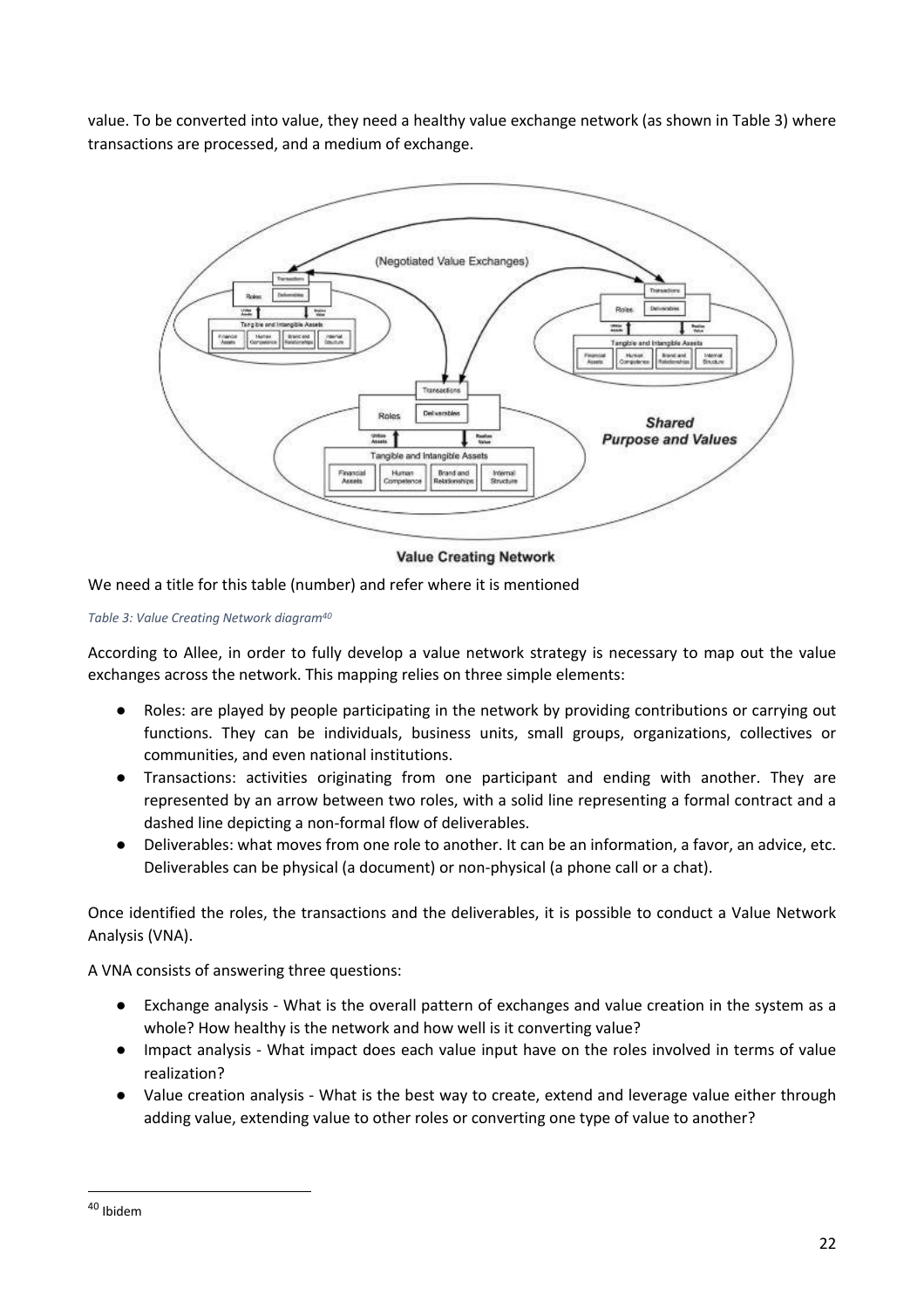value. To be converted into value, they need a healthy value exchange network (as shown in Table 3) where transactions are processed, and a medium of exchange.

We need a title for this table (number) and refer where it is mentioned

*Table 3: Value Creating Network diagram*[40]

According to Allee, in order to fully develop a value network strategy is necessary to map out the value exchanges across the network. This mapping relies on three simple elements:

- Roles: are played by people participating in the network by providing contributions or carrying out functions. They can be individuals, business units, small groups, organizations, collectives or communities, and even national institutions.
- Transactions: activities originating from one participant and ending with another. They are represented by an arrow between two roles, with a solid line representing a formal contract and a dashed line depicting a non-formal flow of deliverables.
- Deliverables: what moves from one role to another. It can be an information, a favor, an advice, etc. Deliverables can be physical (a document) or non-physical (a phone call or a chat).

Once identified the roles, the transactions and the deliverables, it is possible to conduct a Value Network Analysis (VNA).

A VNA consists of answering three questions:

- Exchange analysis - What is the overall pattern of exchanges and value creation in the system as a whole? How healthy is the network and how well is it converting value?
- Impact analysis - What impact does each value input have on the roles involved in terms of value realization?
- Value creation analysis - What is the best way to create, extend and leverage value either through adding value, extending value to other roles or converting one type of value to another?

[40] Ibidem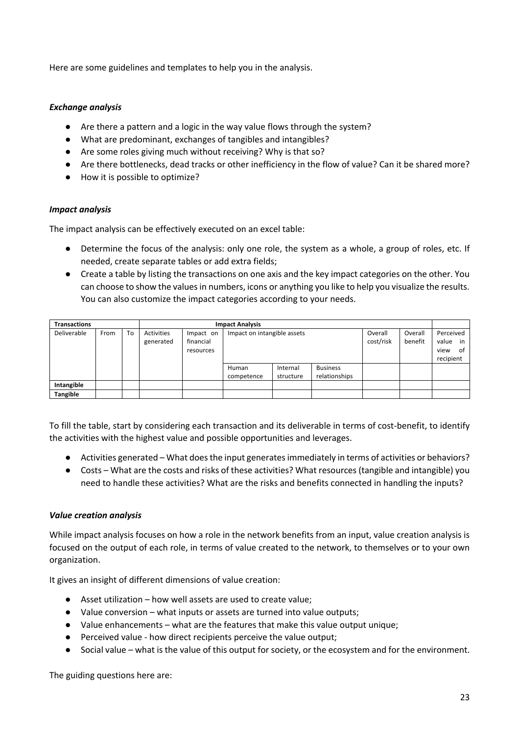Here are some guidelines and templates to help you in the analysis.

### *Exchange analysis*

- Are there a pattern and a logic in the way value flows through the system?
- What are predominant, exchanges of tangibles and intangibles?
- Are some roles giving much without receiving? Why is that so?
- Are there bottlenecks, dead tracks or other inefficiency in the flow of value? Can it be shared more?
- How it is possible to optimize?

### *Impact analysis*

The impact analysis can be effectively executed on an excel table:

- Determine the focus of the analysis: only one role, the system as a whole, a group of roles, etc. If needed, create separate tables or add extra fields;
- Create a table by listing the transactions on one axis and the key impact categories on the other. You can choose to show the values in numbers, icons or anything you like to help you visualize the results. You can also customize the impact categories according to your needs.

| **Transactions** | | | **Impact Analysis** | | | | | | | |
|---|---|---|---|---|---|---|---|---|---|---|
| Deliverable | From | To | Activities generated | Impact on financial resources | Impact on intangible assets | | | Overall cost/risk | Overall benefit | Perceived value in view of recipient |
| | | | | | Human competence | Internal structure | Business relationships | | | |
| **Intangible** | | | | | | | | | | |
| **Tangible** | | | | | | | | | | |

To fill the table, start by considering each transaction and its deliverable in terms of cost-benefit, to identify the activities with the highest value and possible opportunities and leverages.

- Activities generated – What does the input generates immediately in terms of activities or behaviors?
- Costs – What are the costs and risks of these activities? What resources (tangible and intangible) you need to handle these activities? What are the risks and benefits connected in handling the inputs?

### *Value creation analysis*

While impact analysis focuses on how a role in the network benefits from an input, value creation analysis is focused on the output of each role, in terms of value created to the network, to themselves or to your own organization.

It gives an insight of different dimensions of value creation:

- Asset utilization – how well assets are used to create value;
- Value conversion – what inputs or assets are turned into value outputs;
- Value enhancements – what are the features that make this value output unique;
- Perceived value - how direct recipients perceive the value output;
- Social value – what is the value of this output for society, or the ecosystem and for the environment.

The guiding questions here are: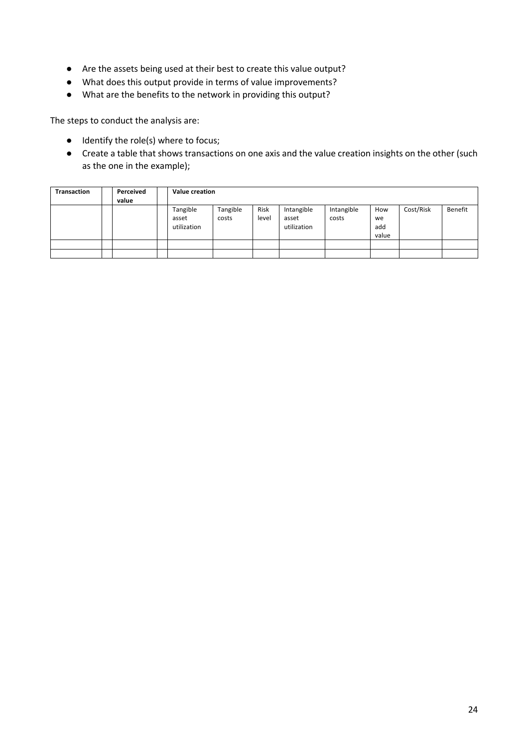- Are the assets being used at their best to create this value output?
- What does this output provide in terms of value improvements?
- What are the benefits to the network in providing this output?

The steps to conduct the analysis are:

- Identify the role(s) where to focus;
- Create a table that shows transactions on one axis and the value creation insights on the other (such as the one in the example);

| **Transaction** | | **Perceived value** | | **Value creation** | | | | | | | |
|---|---|---|---|---|---|---|---|---|---|---|---|
| | | | | Tangible asset utilization | Tangible costs | Risk level | Intangible asset utilization | Intangible costs | How we add value | Cost/Risk | Benefit |
| | | | | | | | | | | | |
| | | | | | | | | | | | |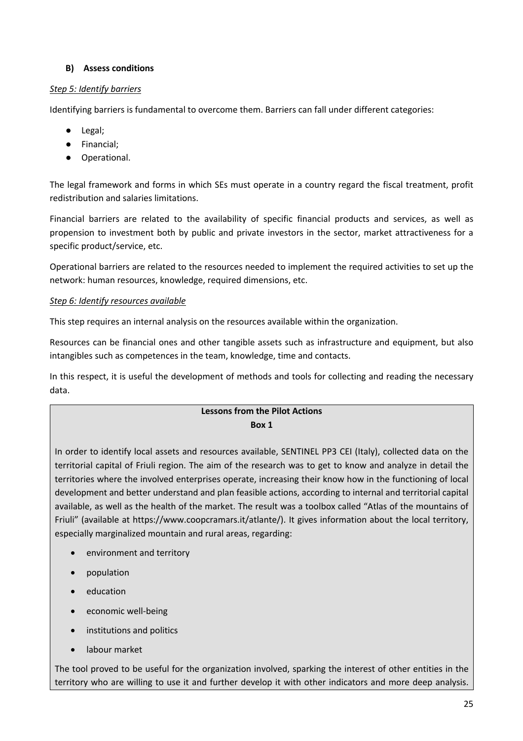### B) Assess conditions

*Step 5: Identify barriers*

Identifying barriers is fundamental to overcome them. Barriers can fall under different categories:

- Legal;
- Financial;
- Operational.

The legal framework and forms in which SEs must operate in a country regard the fiscal treatment, profit redistribution and salaries limitations.

Financial barriers are related to the availability of specific financial products and services, as well as propension to investment both by public and private investors in the sector, market attractiveness for a specific product/service, etc.

Operational barriers are related to the resources needed to implement the required activities to set up the network: human resources, knowledge, required dimensions, etc.

*Step 6: Identify resources available*

This step requires an internal analysis on the resources available within the organization.

Resources can be financial ones and other tangible assets such as infrastructure and equipment, but also intangibles such as competences in the team, knowledge, time and contacts.

In this respect, it is useful the development of methods and tools for collecting and reading the necessary data.

**Lessons from the Pilot Actions**
**Box 1**

In order to identify local assets and resources available, SENTINEL PP3 CEI (Italy), collected data on the territorial capital of Friuli region. The aim of the research was to get to know and analyze in detail the territories where the involved enterprises operate, increasing their know how in the functioning of local development and better understand and plan feasible actions, according to internal and territorial capital available, as well as the health of the market. The result was a toolbox called "Atlas of the mountains of Friuli" (available at https://www.coopcramars.it/atlante/). It gives information about the local territory, especially marginalized mountain and rural areas, regarding:

- environment and territory
- population
- education
- economic well-being
- institutions and politics
- labour market

The tool proved to be useful for the organization involved, sparking the interest of other entities in the territory who are willing to use it and further develop it with other indicators and more deep analysis.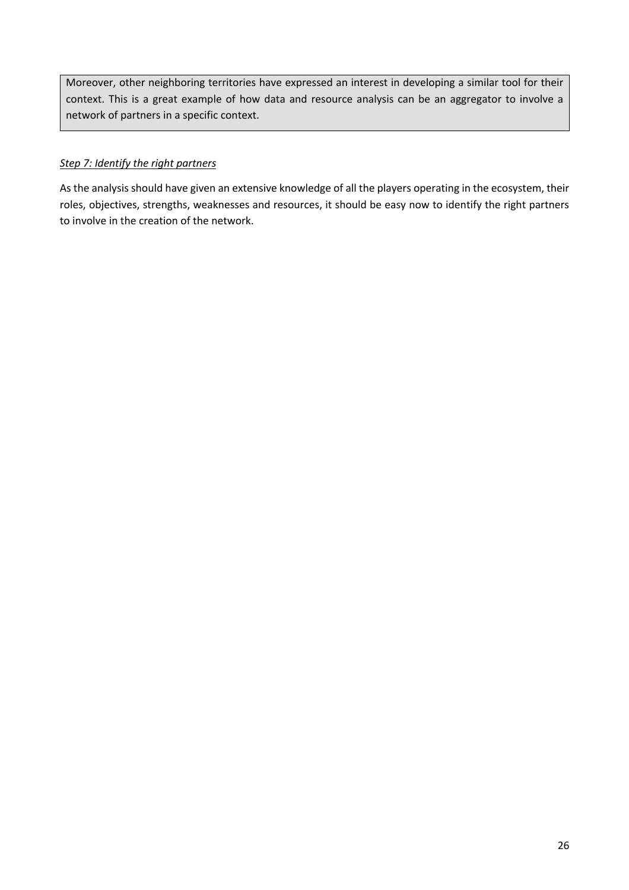> Moreover, other neighboring territories have expressed an interest in developing a similar tool for their context. This is a great example of how data and resource analysis can be an aggregator to involve a network of partners in a specific context.

*Step 7: Identify the right partners*

As the analysis should have given an extensive knowledge of all the players operating in the ecosystem, their roles, objectives, strengths, weaknesses and resources, it should be easy now to identify the right partners to involve in the creation of the network.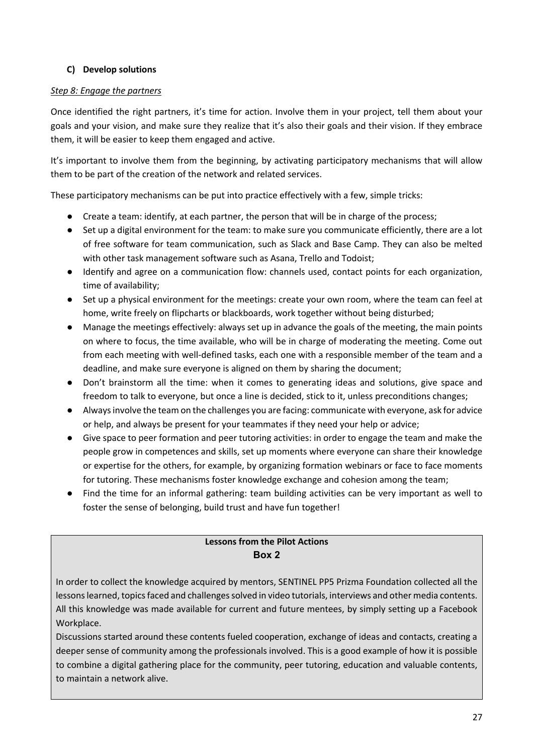### C) Develop solutions

*Step 8: Engage the partners*

Once identified the right partners, it's time for action. Involve them in your project, tell them about your goals and your vision, and make sure they realize that it's also their goals and their vision. If they embrace them, it will be easier to keep them engaged and active.

It's important to involve them from the beginning, by activating participatory mechanisms that will allow them to be part of the creation of the network and related services.

These participatory mechanisms can be put into practice effectively with a few, simple tricks:

- Create a team: identify, at each partner, the person that will be in charge of the process;
- Set up a digital environment for the team: to make sure you communicate efficiently, there are a lot of free software for team communication, such as Slack and Base Camp. They can also be melted with other task management software such as Asana, Trello and Todoist;
- Identify and agree on a communication flow: channels used, contact points for each organization, time of availability;
- Set up a physical environment for the meetings: create your own room, where the team can feel at home, write freely on flipcharts or blackboards, work together without being disturbed;
- Manage the meetings effectively: always set up in advance the goals of the meeting, the main points on where to focus, the time available, who will be in charge of moderating the meeting. Come out from each meeting with well-defined tasks, each one with a responsible member of the team and a deadline, and make sure everyone is aligned on them by sharing the document;
- Don't brainstorm all the time: when it comes to generating ideas and solutions, give space and freedom to talk to everyone, but once a line is decided, stick to it, unless preconditions changes;
- Always involve the team on the challenges you are facing: communicate with everyone, ask for advice or help, and always be present for your teammates if they need your help or advice;
- Give space to peer formation and peer tutoring activities: in order to engage the team and make the people grow in competences and skills, set up moments where everyone can share their knowledge or expertise for the others, for example, by organizing formation webinars or face to face moments for tutoring. These mechanisms foster knowledge exchange and cohesion among the team;
- Find the time for an informal gathering: team building activities can be very important as well to foster the sense of belonging, build trust and have fun together!

**Lessons from the Pilot Actions**
**Box 2**

In order to collect the knowledge acquired by mentors, SENTINEL PP5 Prizma Foundation collected all the lessons learned, topics faced and challenges solved in video tutorials, interviews and other media contents. All this knowledge was made available for current and future mentees, by simply setting up a Facebook Workplace.

Discussions started around these contents fueled cooperation, exchange of ideas and contacts, creating a deeper sense of community among the professionals involved. This is a good example of how it is possible to combine a digital gathering place for the community, peer tutoring, education and valuable contents, to maintain a network alive.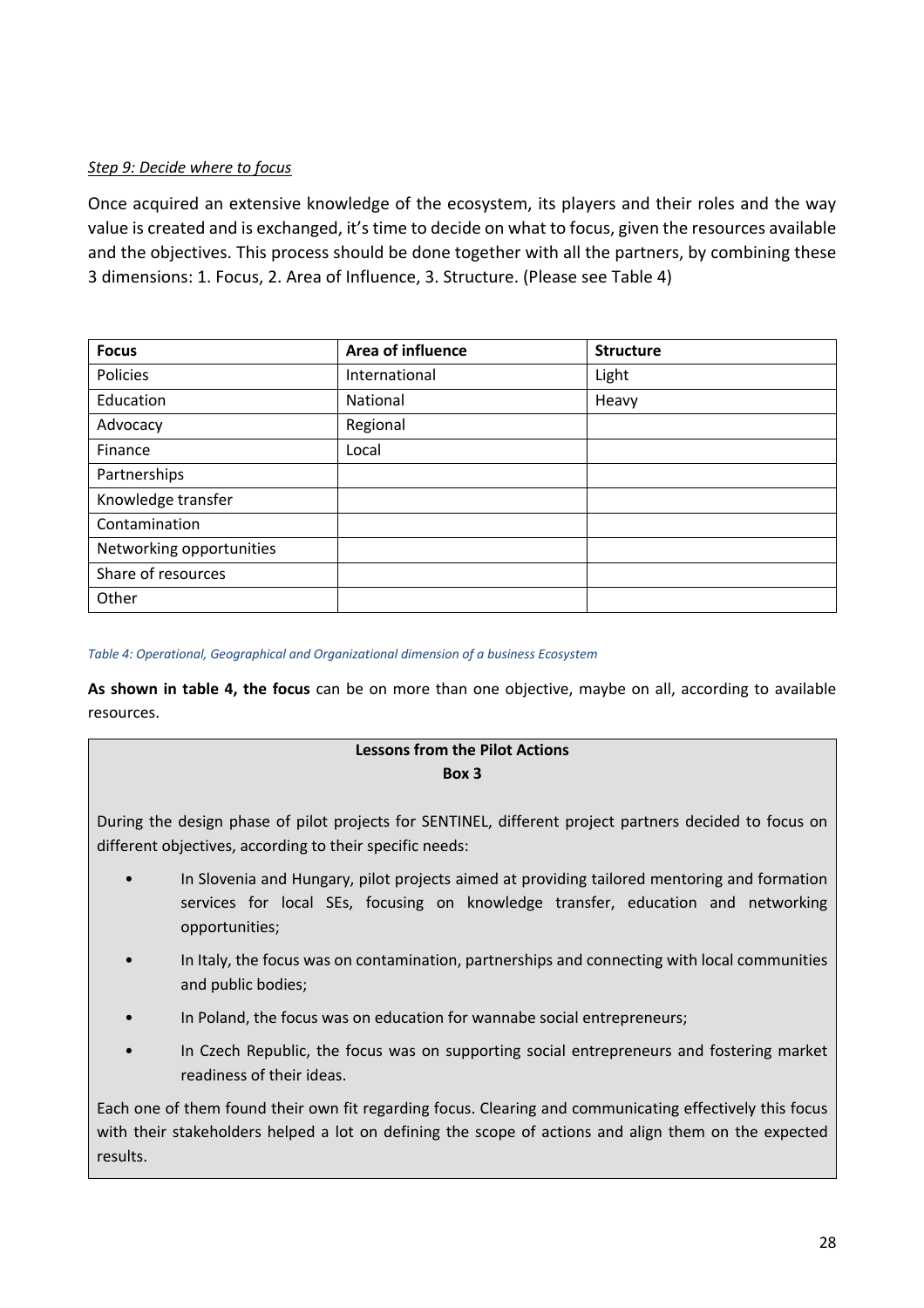*Step 9: Decide where to focus*

Once acquired an extensive knowledge of the ecosystem, its players and their roles and the way value is created and is exchanged, it's time to decide on what to focus, given the resources available and the objectives. This process should be done together with all the partners, by combining these 3 dimensions: 1. Focus, 2. Area of Influence, 3. Structure. (Please see Table 4)

| Focus | Area of influence | Structure |
| --- | --- | --- |
| Policies | International | Light |
| Education | National | Heavy |
| Advocacy | Regional | |
| Finance | Local | |
| Partnerships | | |
| Knowledge transfer | | |
| Contamination | | |
| Networking opportunities | | |
| Share of resources | | |
| Other | | |

*Table 4: Operational, Geographical and Organizational dimension of a business Ecosystem*

**As shown in table 4, the focus** can be on more than one objective, maybe on all, according to available resources.

**Lessons from the Pilot Actions**
**Box 3**

During the design phase of pilot projects for SENTINEL, different project partners decided to focus on different objectives, according to their specific needs:

- In Slovenia and Hungary, pilot projects aimed at providing tailored mentoring and formation services for local SEs, focusing on knowledge transfer, education and networking opportunities;
- In Italy, the focus was on contamination, partnerships and connecting with local communities and public bodies;
- In Poland, the focus was on education for wannabe social entrepreneurs;
- In Czech Republic, the focus was on supporting social entrepreneurs and fostering market readiness of their ideas.

Each one of them found their own fit regarding focus. Clearing and communicating effectively this focus with their stakeholders helped a lot on defining the scope of actions and align them on the expected results.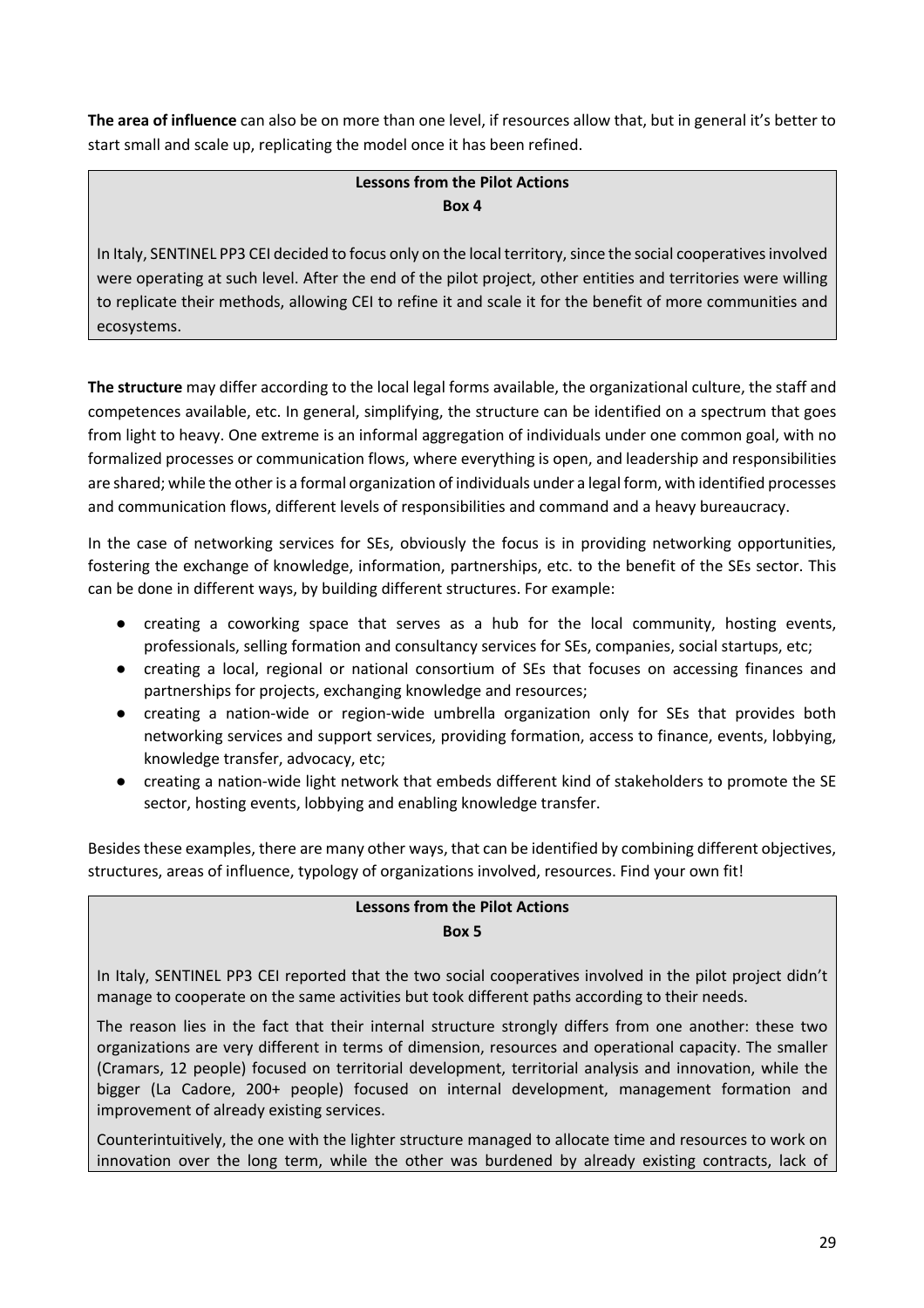**The area of influence** can also be on more than one level, if resources allow that, but in general it's better to start small and scale up, replicating the model once it has been refined.

> **Lessons from the Pilot Actions**
> **Box 4**
>
> In Italy, SENTINEL PP3 CEI decided to focus only on the local territory, since the social cooperatives involved were operating at such level. After the end of the pilot project, other entities and territories were willing to replicate their methods, allowing CEI to refine it and scale it for the benefit of more communities and ecosystems.

**The structure** may differ according to the local legal forms available, the organizational culture, the staff and competences available, etc. In general, simplifying, the structure can be identified on a spectrum that goes from light to heavy. One extreme is an informal aggregation of individuals under one common goal, with no formalized processes or communication flows, where everything is open, and leadership and responsibilities are shared; while the other is a formal organization of individuals under a legal form, with identified processes and communication flows, different levels of responsibilities and command and a heavy bureaucracy.

In the case of networking services for SEs, obviously the focus is in providing networking opportunities, fostering the exchange of knowledge, information, partnerships, etc. to the benefit of the SEs sector. This can be done in different ways, by building different structures. For example:

- creating a coworking space that serves as a hub for the local community, hosting events, professionals, selling formation and consultancy services for SEs, companies, social startups, etc;
- creating a local, regional or national consortium of SEs that focuses on accessing finances and partnerships for projects, exchanging knowledge and resources;
- creating a nation-wide or region-wide umbrella organization only for SEs that provides both networking services and support services, providing formation, access to finance, events, lobbying, knowledge transfer, advocacy, etc;
- creating a nation-wide light network that embeds different kind of stakeholders to promote the SE sector, hosting events, lobbying and enabling knowledge transfer.

Besides these examples, there are many other ways, that can be identified by combining different objectives, structures, areas of influence, typology of organizations involved, resources. Find your own fit!

> **Lessons from the Pilot Actions**
> **Box 5**
>
> In Italy, SENTINEL PP3 CEI reported that the two social cooperatives involved in the pilot project didn't manage to cooperate on the same activities but took different paths according to their needs.
>
> The reason lies in the fact that their internal structure strongly differs from one another: these two organizations are very different in terms of dimension, resources and operational capacity. The smaller (Cramars, 12 people) focused on territorial development, territorial analysis and innovation, while the bigger (La Cadore, 200+ people) focused on internal development, management formation and improvement of already existing services.
>
> Counterintuitively, the one with the lighter structure managed to allocate time and resources to work on innovation over the long term, while the other was burdened by already existing contracts, lack of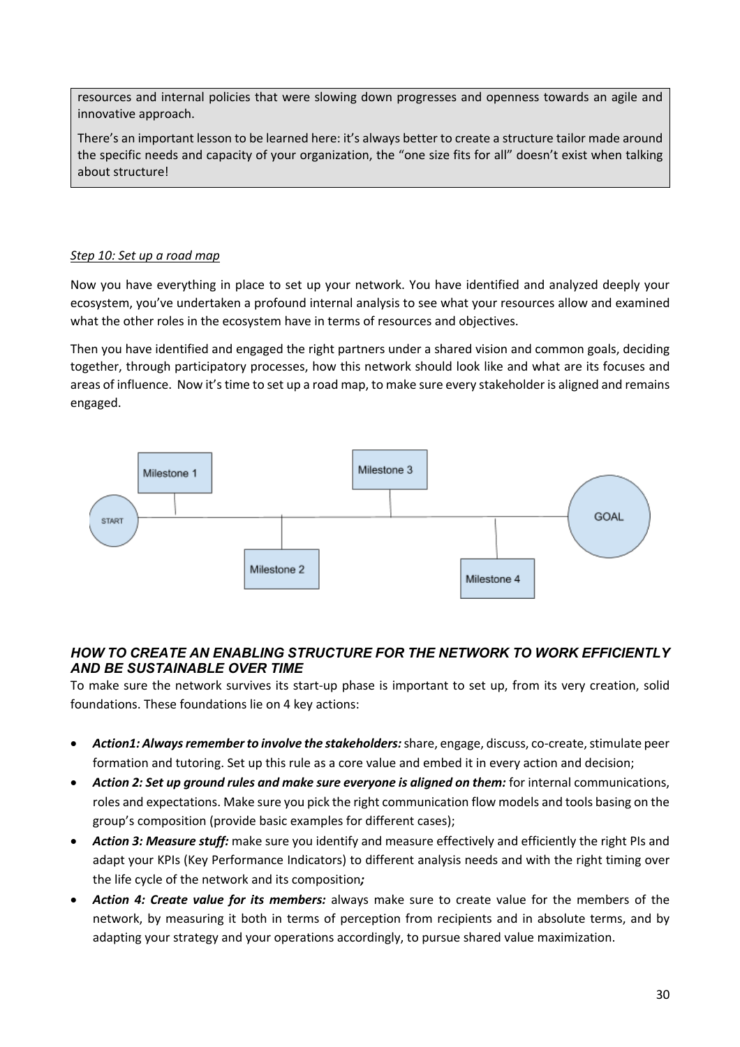resources and internal policies that were slowing down progresses and openness towards an agile and innovative approach.

There's an important lesson to be learned here: it's always better to create a structure tailor made around the specific needs and capacity of your organization, the "one size fits for all" doesn't exist when talking about structure!

*Step 10: Set up a road map*

Now you have everything in place to set up your network. You have identified and analyzed deeply your ecosystem, you've undertaken a profound internal analysis to see what your resources allow and examined what the other roles in the ecosystem have in terms of resources and objectives.

Then you have identified and engaged the right partners under a shared vision and common goals, deciding together, through participatory processes, how this network should look like and what are its focuses and areas of influence. Now it's time to set up a road map, to make sure every stakeholder is aligned and remains engaged.

START — Milestone 1 — Milestone 2 — Milestone 3 — Milestone 4 — GOAL

### *HOW TO CREATE AN ENABLING STRUCTURE FOR THE NETWORK TO WORK EFFICIENTLY AND BE SUSTAINABLE OVER TIME*

To make sure the network survives its start-up phase is important to set up, from its very creation, solid foundations. These foundations lie on 4 key actions:

- ***Action1: Always remember to involve the stakeholders:*** share, engage, discuss, co-create, stimulate peer formation and tutoring. Set up this rule as a core value and embed it in every action and decision;
- ***Action 2: Set up ground rules and make sure everyone is aligned on them:*** for internal communications, roles and expectations. Make sure you pick the right communication flow models and tools basing on the group's composition (provide basic examples for different cases);
- ***Action 3: Measure stuff:*** make sure you identify and measure effectively and efficiently the right PIs and adapt your KPIs (Key Performance Indicators) to different analysis needs and with the right timing over the life cycle of the network and its composition***;***
- ***Action 4: Create value for its members:*** always make sure to create value for the members of the network, by measuring it both in terms of perception from recipients and in absolute terms, and by adapting your strategy and your operations accordingly, to pursue shared value maximization.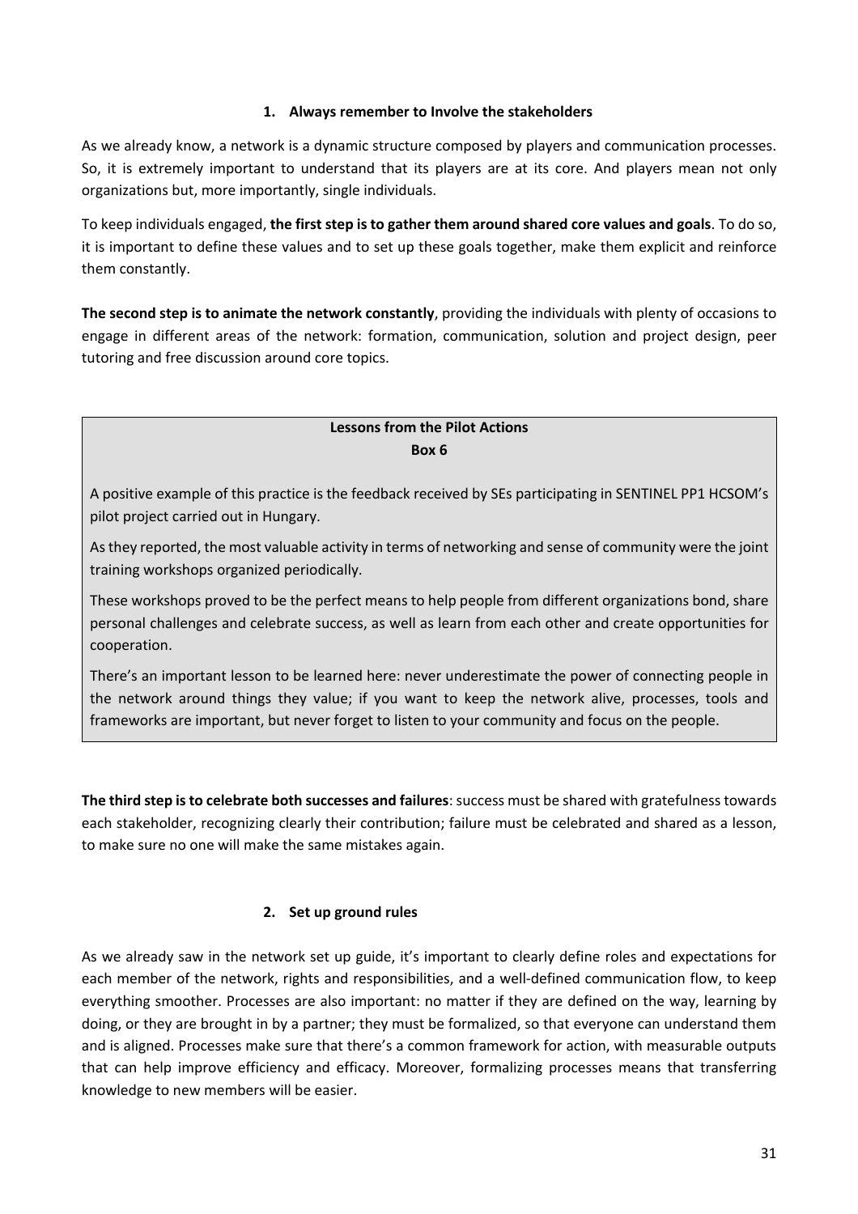### 1. Always remember to Involve the stakeholders

As we already know, a network is a dynamic structure composed by players and communication processes. So, it is extremely important to understand that its players are at its core. And players mean not only organizations but, more importantly, single individuals.

To keep individuals engaged, **the first step is to gather them around shared core values and goals**. To do so, it is important to define these values and to set up these goals together, make them explicit and reinforce them constantly.

**The second step is to animate the network constantly**, providing the individuals with plenty of occasions to engage in different areas of the network: formation, communication, solution and project design, peer tutoring and free discussion around core topics.

> **Lessons from the Pilot Actions**
> **Box 6**
>
> A positive example of this practice is the feedback received by SEs participating in SENTINEL PP1 HCSOM's pilot project carried out in Hungary.
>
> As they reported, the most valuable activity in terms of networking and sense of community were the joint training workshops organized periodically.
>
> These workshops proved to be the perfect means to help people from different organizations bond, share personal challenges and celebrate success, as well as learn from each other and create opportunities for cooperation.
>
> There's an important lesson to be learned here: never underestimate the power of connecting people in the network around things they value; if you want to keep the network alive, processes, tools and frameworks are important, but never forget to listen to your community and focus on the people.

**The third step is to celebrate both successes and failures**: success must be shared with gratefulness towards each stakeholder, recognizing clearly their contribution; failure must be celebrated and shared as a lesson, to make sure no one will make the same mistakes again.

### 2. Set up ground rules

As we already saw in the network set up guide, it's important to clearly define roles and expectations for each member of the network, rights and responsibilities, and a well-defined communication flow, to keep everything smoother. Processes are also important: no matter if they are defined on the way, learning by doing, or they are brought in by a partner; they must be formalized, so that everyone can understand them and is aligned. Processes make sure that there's a common framework for action, with measurable outputs that can help improve efficiency and efficacy. Moreover, formalizing processes means that transferring knowledge to new members will be easier.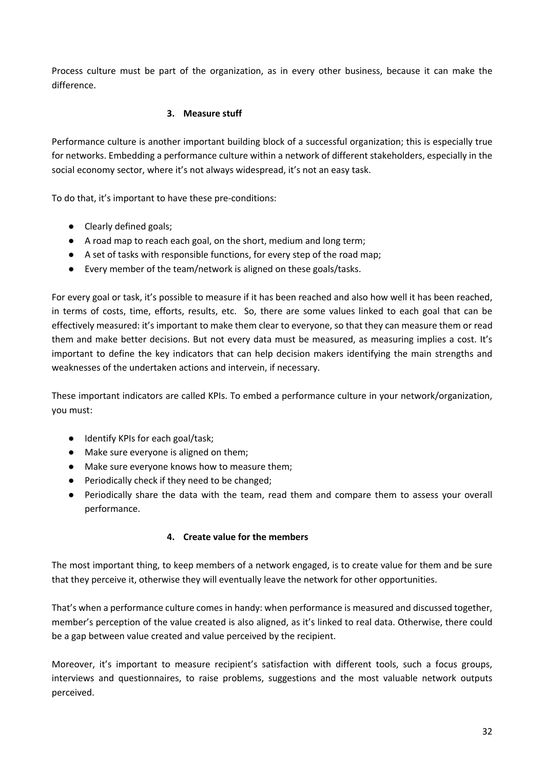Process culture must be part of the organization, as in every other business, because it can make the difference.

### 3. Measure stuff

Performance culture is another important building block of a successful organization; this is especially true for networks. Embedding a performance culture within a network of different stakeholders, especially in the social economy sector, where it's not always widespread, it's not an easy task.

To do that, it's important to have these pre-conditions:

- Clearly defined goals;
- A road map to reach each goal, on the short, medium and long term;
- A set of tasks with responsible functions, for every step of the road map;
- Every member of the team/network is aligned on these goals/tasks.

For every goal or task, it's possible to measure if it has been reached and also how well it has been reached, in terms of costs, time, efforts, results, etc. So, there are some values linked to each goal that can be effectively measured: it's important to make them clear to everyone, so that they can measure them or read them and make better decisions. But not every data must be measured, as measuring implies a cost. It's important to define the key indicators that can help decision makers identifying the main strengths and weaknesses of the undertaken actions and intervein, if necessary.

These important indicators are called KPIs. To embed a performance culture in your network/organization, you must:

- Identify KPIs for each goal/task;
- Make sure everyone is aligned on them;
- Make sure everyone knows how to measure them;
- Periodically check if they need to be changed;
- Periodically share the data with the team, read them and compare them to assess your overall performance.

### 4. Create value for the members

The most important thing, to keep members of a network engaged, is to create value for them and be sure that they perceive it, otherwise they will eventually leave the network for other opportunities.

That's when a performance culture comes in handy: when performance is measured and discussed together, member's perception of the value created is also aligned, as it's linked to real data. Otherwise, there could be a gap between value created and value perceived by the recipient.

Moreover, it's important to measure recipient's satisfaction with different tools, such a focus groups, interviews and questionnaires, to raise problems, suggestions and the most valuable network outputs perceived.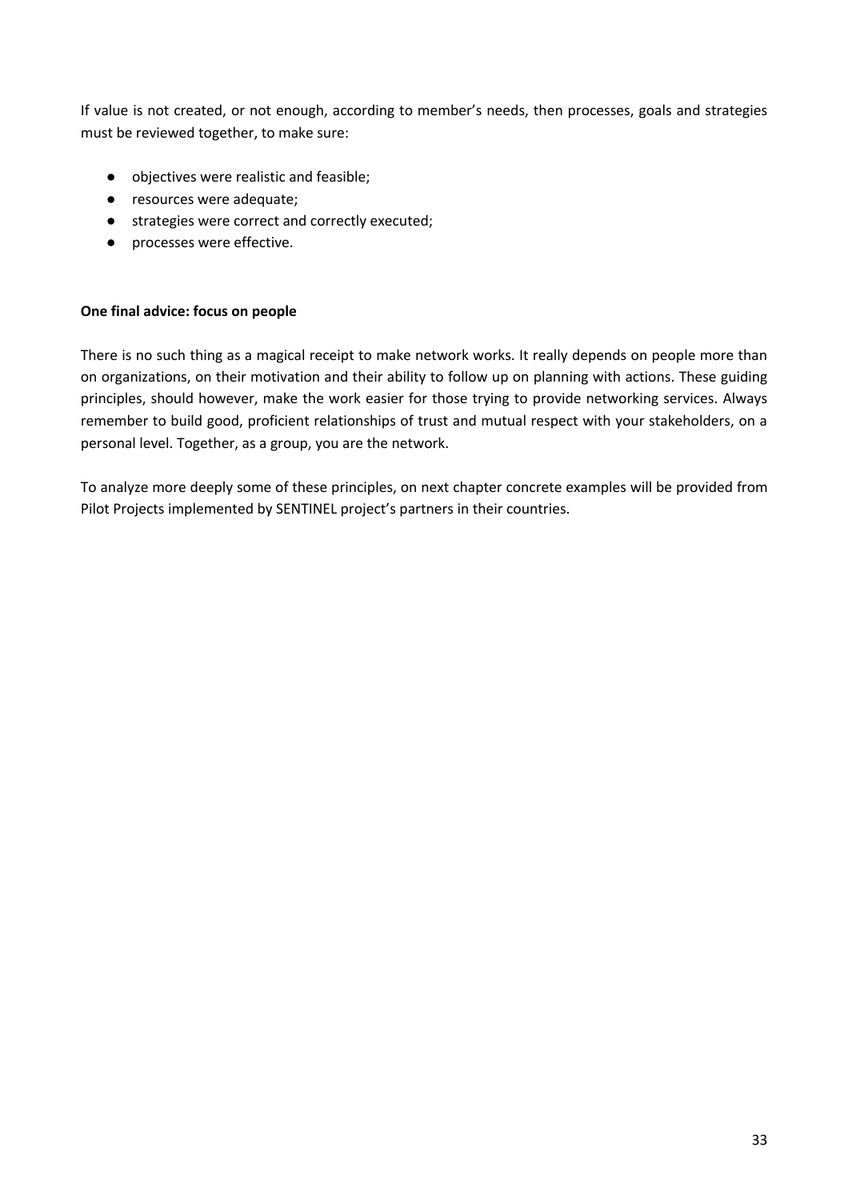If value is not created, or not enough, according to member's needs, then processes, goals and strategies must be reviewed together, to make sure:

- objectives were realistic and feasible;
- resources were adequate;
- strategies were correct and correctly executed;
- processes were effective.

**One final advice: focus on people**

There is no such thing as a magical receipt to make network works. It really depends on people more than on organizations, on their motivation and their ability to follow up on planning with actions. These guiding principles, should however, make the work easier for those trying to provide networking services. Always remember to build good, proficient relationships of trust and mutual respect with your stakeholders, on a personal level. Together, as a group, you are the network.

To analyze more deeply some of these principles, on next chapter concrete examples will be provided from Pilot Projects implemented by SENTINEL project's partners in their countries.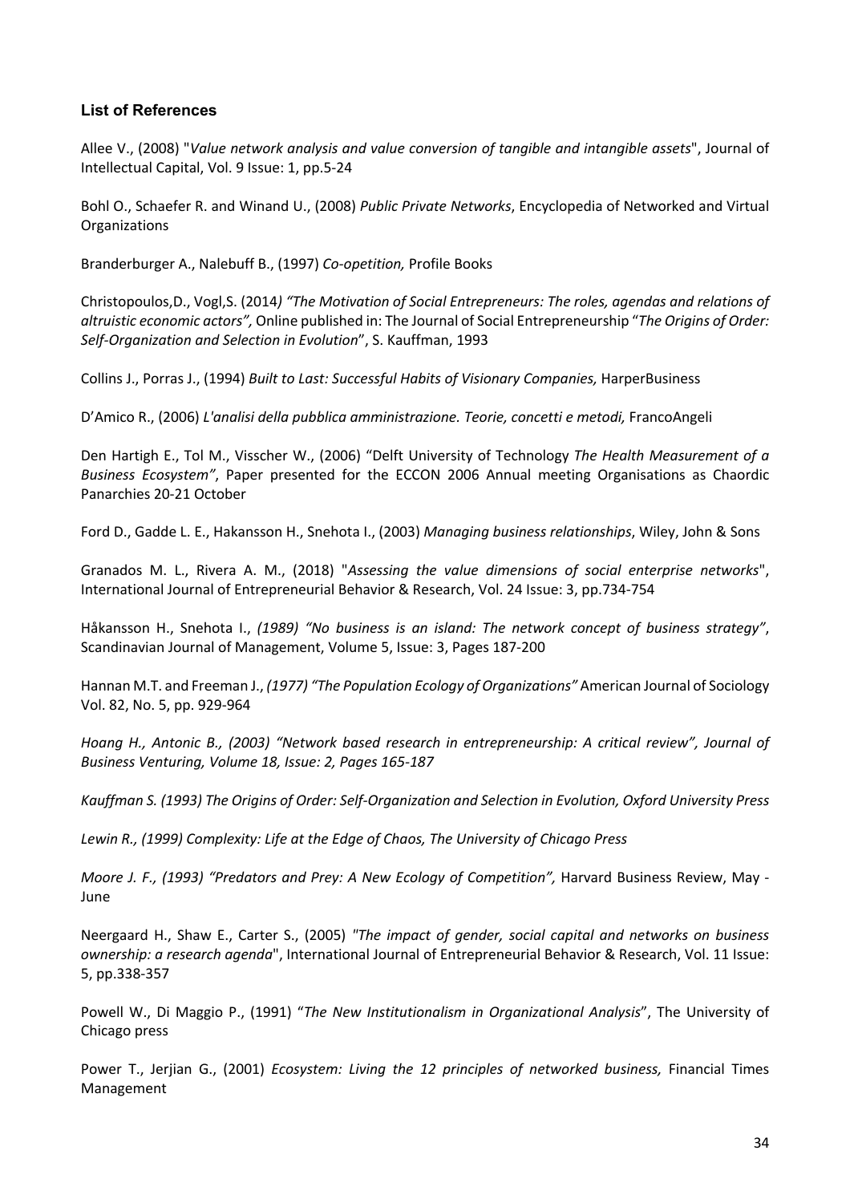### List of References

Allee V., (2008) "*Value network analysis and value conversion of tangible and intangible assets*", Journal of Intellectual Capital, Vol. 9 Issue: 1, pp.5-24

Bohl O., Schaefer R. and Winand U., (2008) *Public Private Networks*, Encyclopedia of Networked and Virtual Organizations

Branderburger A., Nalebuff B., (1997) *Co-opetition,* Profile Books

Christopoulos,D., Vogl,S. (2014*) "The Motivation of Social Entrepreneurs: The roles, agendas and relations of altruistic economic actors",* Online published in: The Journal of Social Entrepreneurship "*The Origins of Order: Self-Organization and Selection in Evolution*", S. Kauffman, 1993

Collins J., Porras J., (1994) *Built to Last: Successful Habits of Visionary Companies,* HarperBusiness

D'Amico R., (2006) *L'analisi della pubblica amministrazione. Teorie, concetti e metodi,* FrancoAngeli

Den Hartigh E., Tol M., Visscher W., (2006) "Delft University of Technology *The Health Measurement of a Business Ecosystem"*, Paper presented for the ECCON 2006 Annual meeting Organisations as Chaordic Panarchies 20-21 October

Ford D., Gadde L. E., Hakansson H., Snehota I., (2003) *Managing business relationships*, Wiley, John & Sons

Granados M. L., Rivera A. M., (2018) "*Assessing the value dimensions of social enterprise networks*", International Journal of Entrepreneurial Behavior & Research, Vol. 24 Issue: 3, pp.734-754

Håkansson H., Snehota I., *(1989) "No business is an island: The network concept of business strategy"*, Scandinavian Journal of Management, Volume 5, Issue: 3, Pages 187-200

Hannan M.T. and Freeman J., *(1977) "The Population Ecology of Organizations"* American Journal of Sociology Vol. 82, No. 5, pp. 929-964

*Hoang H., Antonic B., (2003) "Network based research in entrepreneurship: A critical review", Journal of Business Venturing, Volume 18, Issue: 2, Pages 165-187*

*Kauffman S. (1993) The Origins of Order: Self-Organization and Selection in Evolution, Oxford University Press*

*Lewin R., (1999) Complexity: Life at the Edge of Chaos, The University of Chicago Press*

*Moore J. F., (1993) "Predators and Prey: A New Ecology of Competition",* Harvard Business Review, May - June

Neergaard H., Shaw E., Carter S., (2005) *"The impact of gender, social capital and networks on business ownership: a research agenda*", International Journal of Entrepreneurial Behavior & Research, Vol. 11 Issue: 5, pp.338-357

Powell W., Di Maggio P., (1991) "*The New Institutionalism in Organizational Analysis*", The University of Chicago press

Power T., Jerjian G., (2001) *Ecosystem: Living the 12 principles of networked business,* Financial Times Management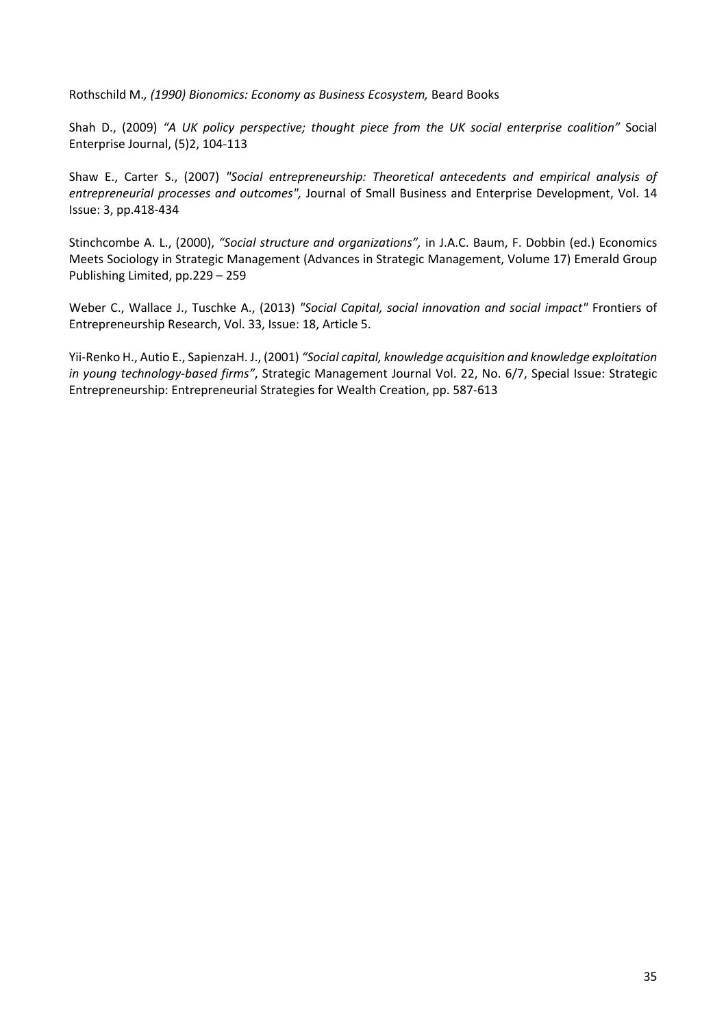Rothschild M., *(1990) Bionomics: Economy as Business Ecosystem,* Beard Books

Shah D., (2009) *"A UK policy perspective; thought piece from the UK social enterprise coalition"* Social Enterprise Journal, (5)2, 104-113

Shaw E., Carter S., (2007) *"Social entrepreneurship: Theoretical antecedents and empirical analysis of entrepreneurial processes and outcomes",* Journal of Small Business and Enterprise Development, Vol. 14 Issue: 3, pp.418-434

Stinchcombe A. L., (2000), *"Social structure and organizations",* in J.A.C. Baum, F. Dobbin (ed.) Economics Meets Sociology in Strategic Management (Advances in Strategic Management, Volume 17) Emerald Group Publishing Limited, pp.229 – 259

Weber C., Wallace J., Tuschke A., (2013) *"Social Capital, social innovation and social impact"* Frontiers of Entrepreneurship Research, Vol. 33, Issue: 18, Article 5.

Yii-Renko H., Autio E., SapienzaH. J., (2001) *"Social capital, knowledge acquisition and knowledge exploitation in young technology-based firms"*, Strategic Management Journal Vol. 22, No. 6/7, Special Issue: Strategic Entrepreneurship: Entrepreneurial Strategies for Wealth Creation, pp. 587-613